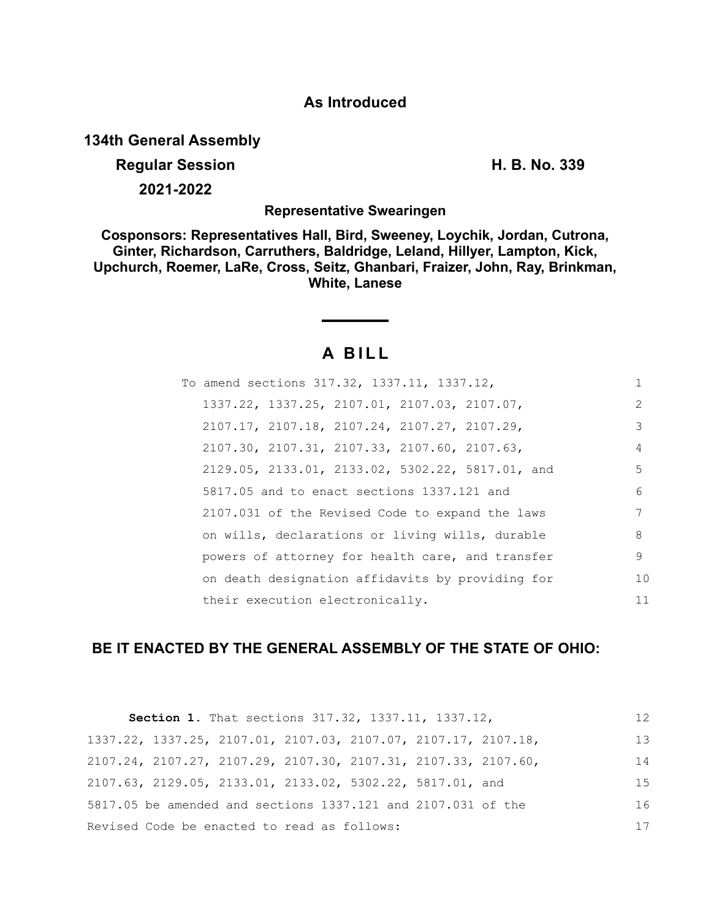**As Introduced**

**134th General Assembly**

**Regular Session**

**2021-2022**

**H. B. No. 339**

**Representative Swearingen**

**Cosponsors: Representatives Hall, Bird, Sweeney, Loychik, Jordan, Cutrona, Ginter, Richardson, Carruthers, Baldridge, Leland, Hillyer, Lampton, Kick, Upchurch, Roemer, LaRe, Cross, Seitz, Ghanbari, Fraizer, John, Ray, Brinkman, White, Lanese**

# A BILL

To amend sections 317.32, 1337.11, 1337.12, 1337.22, 1337.25, 2107.01, 2107.03, 2107.07, 2107.17, 2107.18, 2107.24, 2107.27, 2107.29, 2107.30, 2107.31, 2107.33, 2107.60, 2107.63, 2129.05, 2133.01, 2133.02, 5302.22, 5817.01, and 5817.05 and to enact sections 1337.121 and 2107.031 of the Revised Code to expand the laws on wills, declarations or living wills, durable powers of attorney for health care, and transfer on death designation affidavits by providing for their execution electronically.

**BE IT ENACTED BY THE GENERAL ASSEMBLY OF THE STATE OF OHIO:**

**Section 1.** That sections 317.32, 1337.11, 1337.12, 1337.22, 1337.25, 2107.01, 2107.03, 2107.07, 2107.17, 2107.18, 2107.24, 2107.27, 2107.29, 2107.30, 2107.31, 2107.33, 2107.60, 2107.63, 2129.05, 2133.01, 2133.02, 5302.22, 5817.01, and 5817.05 be amended and sections 1337.121 and 2107.031 of the Revised Code be enacted to read as follows: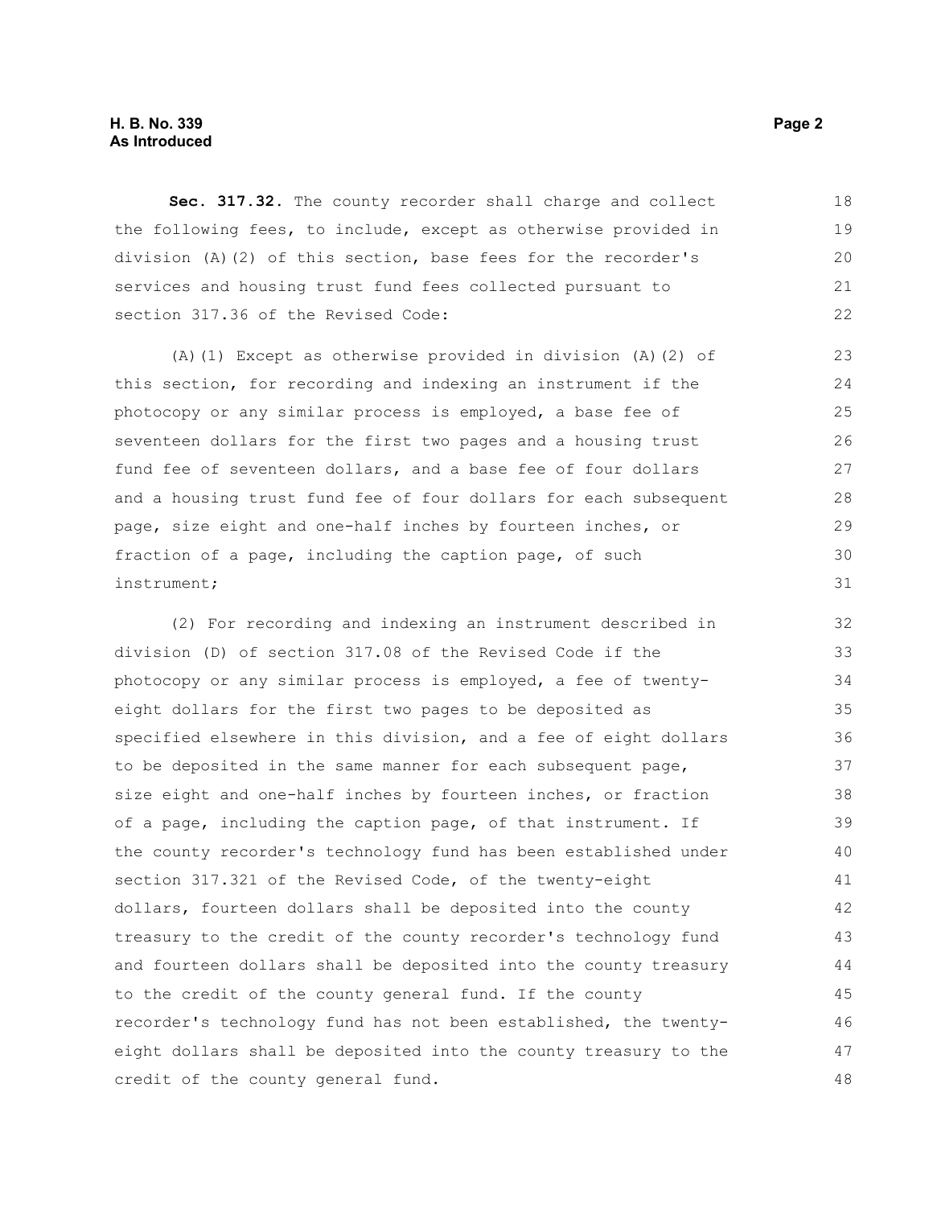**Sec. 317.32.** The county recorder shall charge and collect the following fees, to include, except as otherwise provided in division (A)(2) of this section, base fees for the recorder's services and housing trust fund fees collected pursuant to section 317.36 of the Revised Code:

(A)(1) Except as otherwise provided in division (A)(2) of this section, for recording and indexing an instrument if the photocopy or any similar process is employed, a base fee of seventeen dollars for the first two pages and a housing trust fund fee of seventeen dollars, and a base fee of four dollars and a housing trust fund fee of four dollars for each subsequent page, size eight and one-half inches by fourteen inches, or fraction of a page, including the caption page, of such instrument;

(2) For recording and indexing an instrument described in division (D) of section 317.08 of the Revised Code if the photocopy or any similar process is employed, a fee of twenty-eight dollars for the first two pages to be deposited as specified elsewhere in this division, and a fee of eight dollars to be deposited in the same manner for each subsequent page, size eight and one-half inches by fourteen inches, or fraction of a page, including the caption page, of that instrument. If the county recorder's technology fund has been established under section 317.321 of the Revised Code, of the twenty-eight dollars, fourteen dollars shall be deposited into the county treasury to the credit of the county recorder's technology fund and fourteen dollars shall be deposited into the county treasury to the credit of the county general fund. If the county recorder's technology fund has not been established, the twenty-eight dollars shall be deposited into the county treasury to the credit of the county general fund.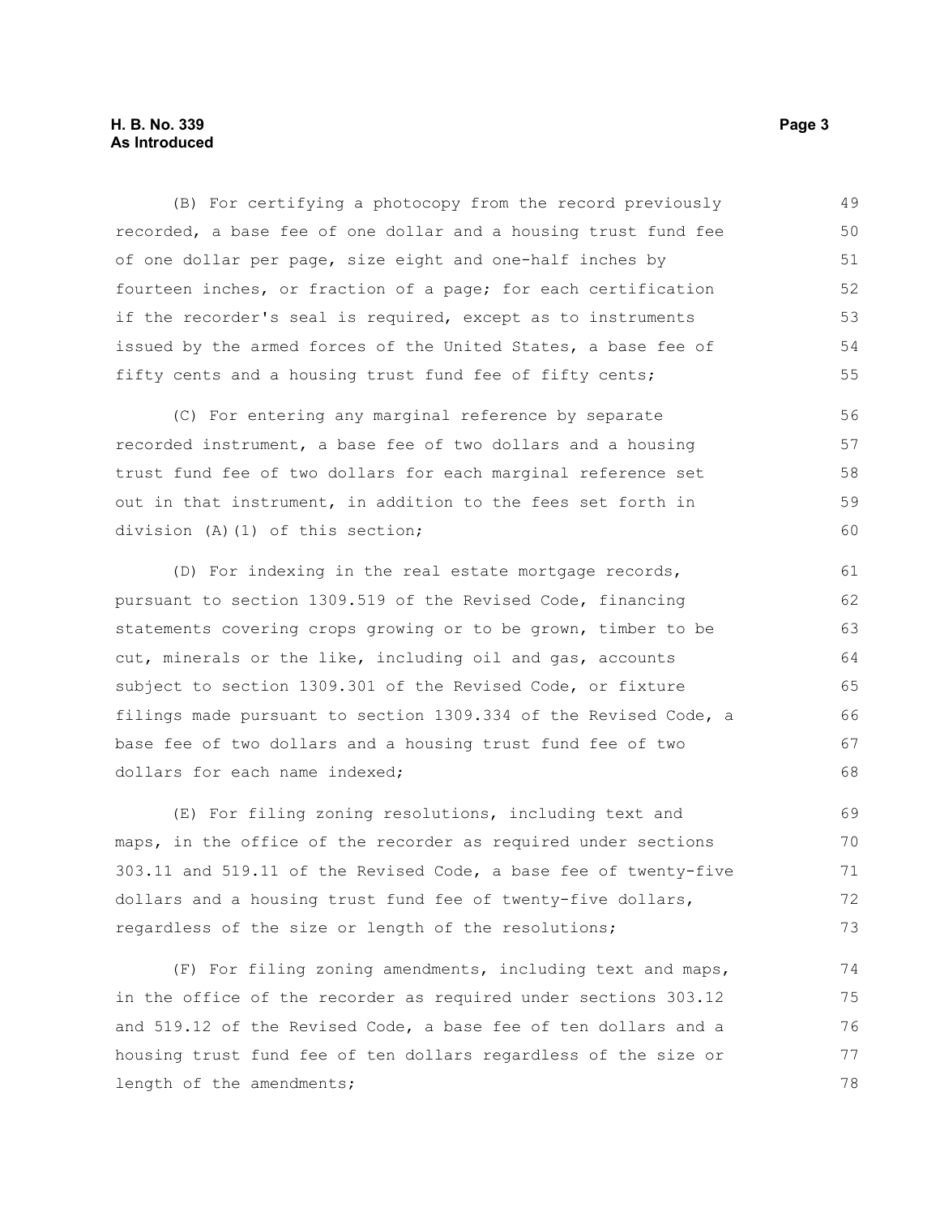(B) For certifying a photocopy from the record previously recorded, a base fee of one dollar and a housing trust fund fee of one dollar per page, size eight and one-half inches by fourteen inches, or fraction of a page; for each certification if the recorder's seal is required, except as to instruments issued by the armed forces of the United States, a base fee of fifty cents and a housing trust fund fee of fifty cents;

(C) For entering any marginal reference by separate recorded instrument, a base fee of two dollars and a housing trust fund fee of two dollars for each marginal reference set out in that instrument, in addition to the fees set forth in division (A)(1) of this section;

(D) For indexing in the real estate mortgage records, pursuant to section 1309.519 of the Revised Code, financing statements covering crops growing or to be grown, timber to be cut, minerals or the like, including oil and gas, accounts subject to section 1309.301 of the Revised Code, or fixture filings made pursuant to section 1309.334 of the Revised Code, a base fee of two dollars and a housing trust fund fee of two dollars for each name indexed;

(E) For filing zoning resolutions, including text and maps, in the office of the recorder as required under sections 303.11 and 519.11 of the Revised Code, a base fee of twenty-five dollars and a housing trust fund fee of twenty-five dollars, regardless of the size or length of the resolutions;

(F) For filing zoning amendments, including text and maps, in the office of the recorder as required under sections 303.12 and 519.12 of the Revised Code, a base fee of ten dollars and a housing trust fund fee of ten dollars regardless of the size or length of the amendments;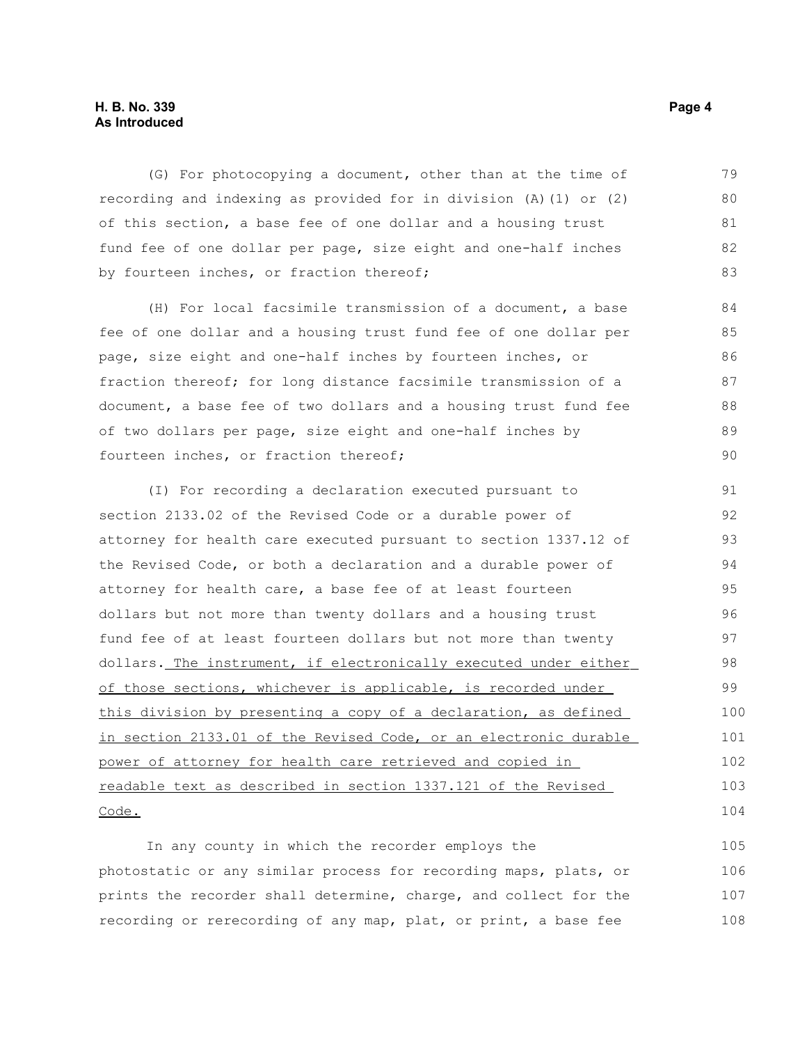(G) For photocopying a document, other than at the time of recording and indexing as provided for in division (A)(1) or (2) of this section, a base fee of one dollar and a housing trust fund fee of one dollar per page, size eight and one-half inches by fourteen inches, or fraction thereof;

(H) For local facsimile transmission of a document, a base fee of one dollar and a housing trust fund fee of one dollar per page, size eight and one-half inches by fourteen inches, or fraction thereof; for long distance facsimile transmission of a document, a base fee of two dollars and a housing trust fund fee of two dollars per page, size eight and one-half inches by fourteen inches, or fraction thereof;

(I) For recording a declaration executed pursuant to section 2133.02 of the Revised Code or a durable power of attorney for health care executed pursuant to section 1337.12 of the Revised Code, or both a declaration and a durable power of attorney for health care, a base fee of at least fourteen dollars but not more than twenty dollars and a housing trust fund fee of at least fourteen dollars but not more than twenty dollars. <u>The instrument, if electronically executed under either of those sections, whichever is applicable, is recorded under this division by presenting a copy of a declaration, as defined in section 2133.01 of the Revised Code, or an electronic durable power of attorney for health care retrieved and copied in readable text as described in section 1337.121 of the Revised Code.</u>

In any county in which the recorder employs the photostatic or any similar process for recording maps, plats, or prints the recorder shall determine, charge, and collect for the recording or rerecording of any map, plat, or print, a base fee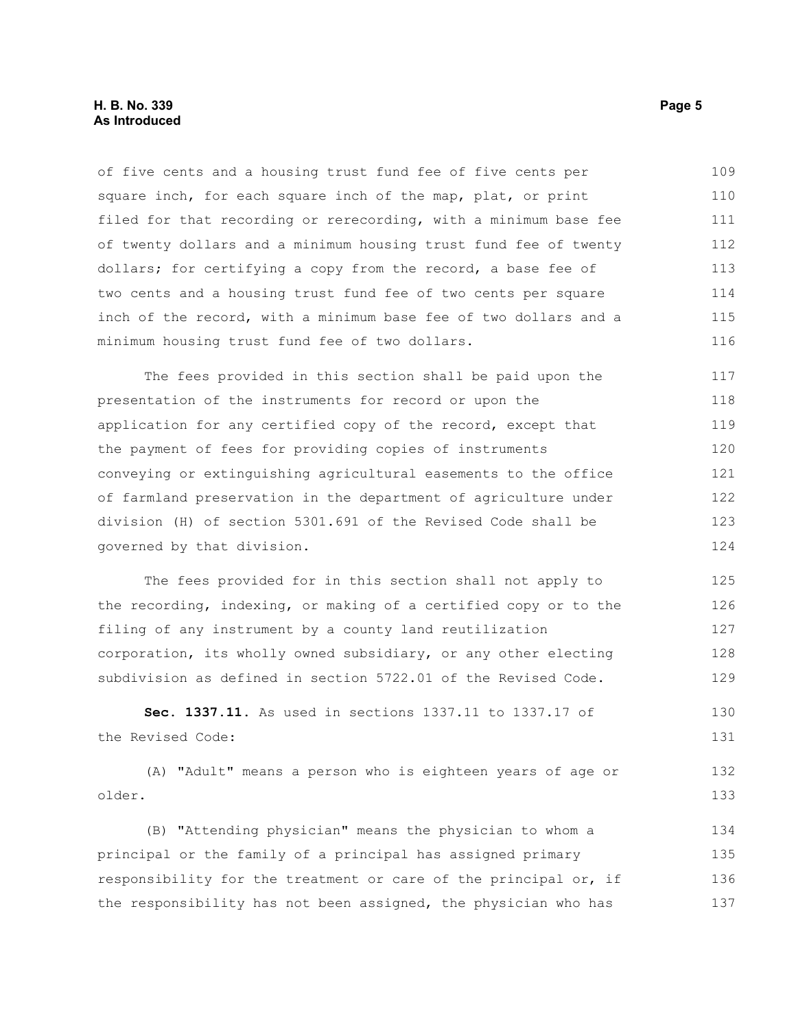of five cents and a housing trust fund fee of five cents per square inch, for each square inch of the map, plat, or print filed for that recording or rerecording, with a minimum base fee of twenty dollars and a minimum housing trust fund fee of twenty dollars; for certifying a copy from the record, a base fee of two cents and a housing trust fund fee of two cents per square inch of the record, with a minimum base fee of two dollars and a minimum housing trust fund fee of two dollars.

The fees provided in this section shall be paid upon the presentation of the instruments for record or upon the application for any certified copy of the record, except that the payment of fees for providing copies of instruments conveying or extinguishing agricultural easements to the office of farmland preservation in the department of agriculture under division (H) of section 5301.691 of the Revised Code shall be governed by that division.

The fees provided for in this section shall not apply to the recording, indexing, or making of a certified copy or to the filing of any instrument by a county land reutilization corporation, its wholly owned subsidiary, or any other electing subdivision as defined in section 5722.01 of the Revised Code.

**Sec. 1337.11.** As used in sections 1337.11 to 1337.17 of the Revised Code:

(A) "Adult" means a person who is eighteen years of age or older.

(B) "Attending physician" means the physician to whom a principal or the family of a principal has assigned primary responsibility for the treatment or care of the principal or, if the responsibility has not been assigned, the physician who has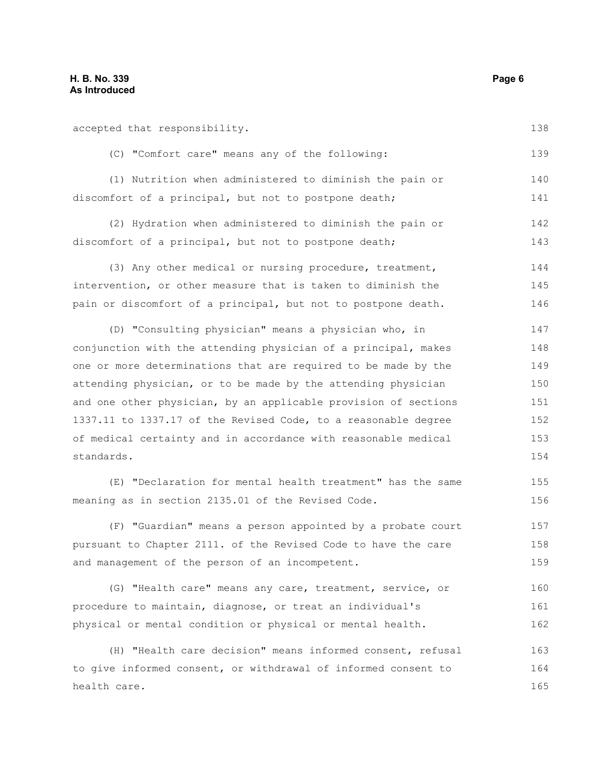accepted that responsibility.

(C) "Comfort care" means any of the following:

(1) Nutrition when administered to diminish the pain or discomfort of a principal, but not to postpone death;

(2) Hydration when administered to diminish the pain or discomfort of a principal, but not to postpone death;

(3) Any other medical or nursing procedure, treatment, intervention, or other measure that is taken to diminish the pain or discomfort of a principal, but not to postpone death.

(D) "Consulting physician" means a physician who, in conjunction with the attending physician of a principal, makes one or more determinations that are required to be made by the attending physician, or to be made by the attending physician and one other physician, by an applicable provision of sections 1337.11 to 1337.17 of the Revised Code, to a reasonable degree of medical certainty and in accordance with reasonable medical standards.

(E) "Declaration for mental health treatment" has the same meaning as in section 2135.01 of the Revised Code.

(F) "Guardian" means a person appointed by a probate court pursuant to Chapter 2111. of the Revised Code to have the care and management of the person of an incompetent.

(G) "Health care" means any care, treatment, service, or procedure to maintain, diagnose, or treat an individual's physical or mental condition or physical or mental health.

(H) "Health care decision" means informed consent, refusal to give informed consent, or withdrawal of informed consent to health care.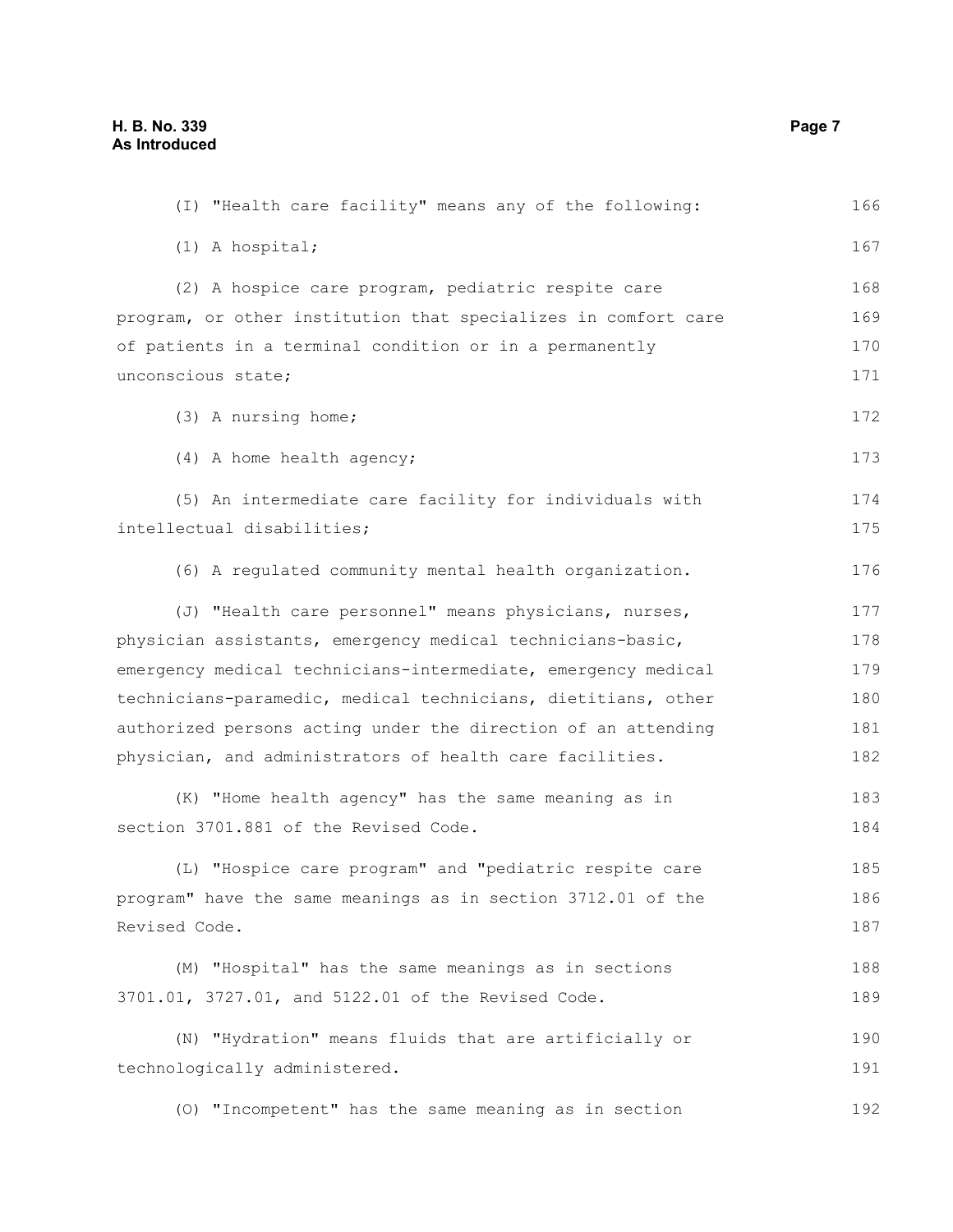(I) "Health care facility" means any of the following:

(1) A hospital;

(2) A hospice care program, pediatric respite care program, or other institution that specializes in comfort care of patients in a terminal condition or in a permanently unconscious state;

(3) A nursing home;

(4) A home health agency;

(5) An intermediate care facility for individuals with intellectual disabilities;

(6) A regulated community mental health organization.

(J) "Health care personnel" means physicians, nurses, physician assistants, emergency medical technicians-basic, emergency medical technicians-intermediate, emergency medical technicians-paramedic, medical technicians, dietitians, other authorized persons acting under the direction of an attending physician, and administrators of health care facilities.

(K) "Home health agency" has the same meaning as in section 3701.881 of the Revised Code.

(L) "Hospice care program" and "pediatric respite care program" have the same meanings as in section 3712.01 of the Revised Code.

(M) "Hospital" has the same meanings as in sections 3701.01, 3727.01, and 5122.01 of the Revised Code.

(N) "Hydration" means fluids that are artificially or technologically administered.

(O) "Incompetent" has the same meaning as in section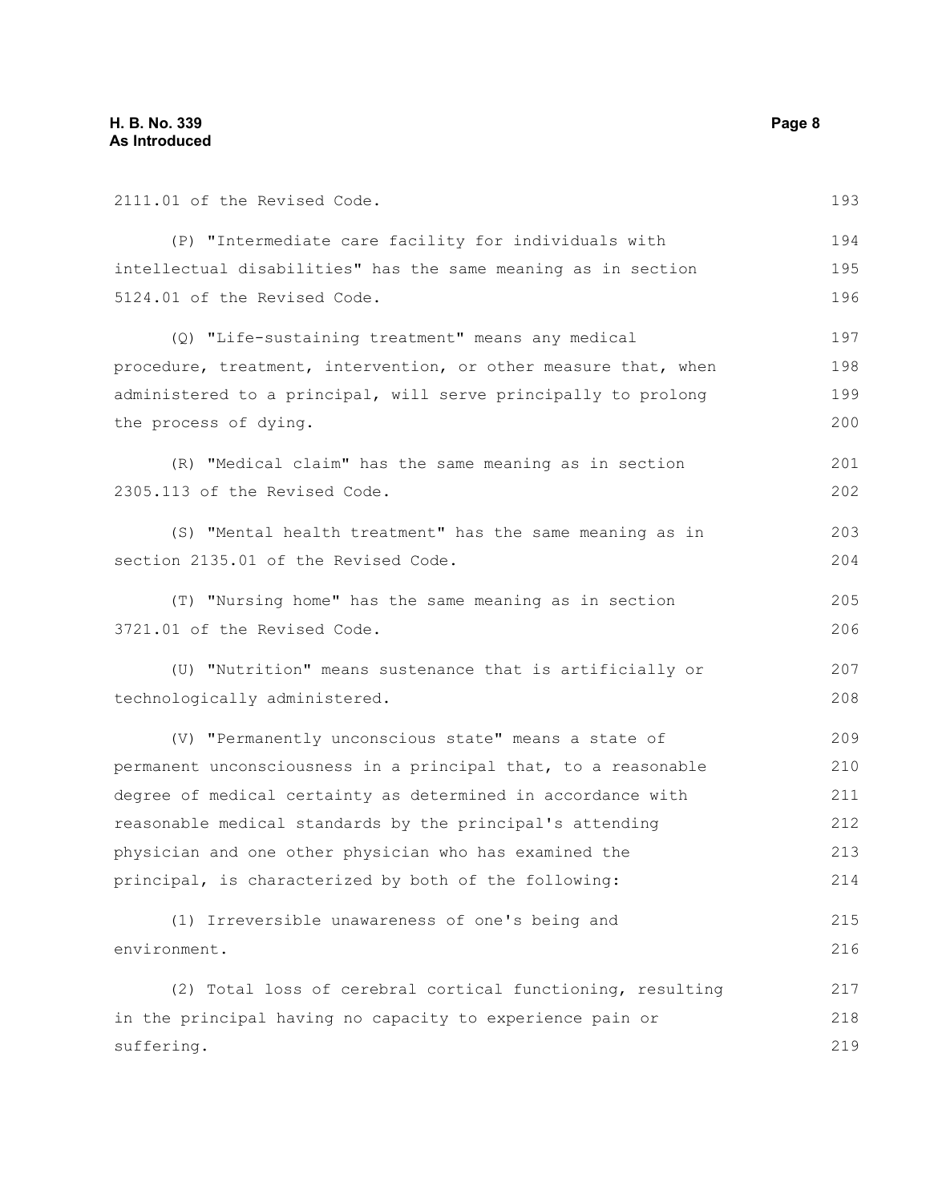2111.01 of the Revised Code.

(P) "Intermediate care facility for individuals with intellectual disabilities" has the same meaning as in section 5124.01 of the Revised Code.

(Q) "Life-sustaining treatment" means any medical procedure, treatment, intervention, or other measure that, when administered to a principal, will serve principally to prolong the process of dying.

(R) "Medical claim" has the same meaning as in section 2305.113 of the Revised Code.

(S) "Mental health treatment" has the same meaning as in section 2135.01 of the Revised Code.

(T) "Nursing home" has the same meaning as in section 3721.01 of the Revised Code.

(U) "Nutrition" means sustenance that is artificially or technologically administered.

(V) "Permanently unconscious state" means a state of permanent unconsciousness in a principal that, to a reasonable degree of medical certainty as determined in accordance with reasonable medical standards by the principal's attending physician and one other physician who has examined the principal, is characterized by both of the following:

(1) Irreversible unawareness of one's being and environment.

(2) Total loss of cerebral cortical functioning, resulting in the principal having no capacity to experience pain or suffering.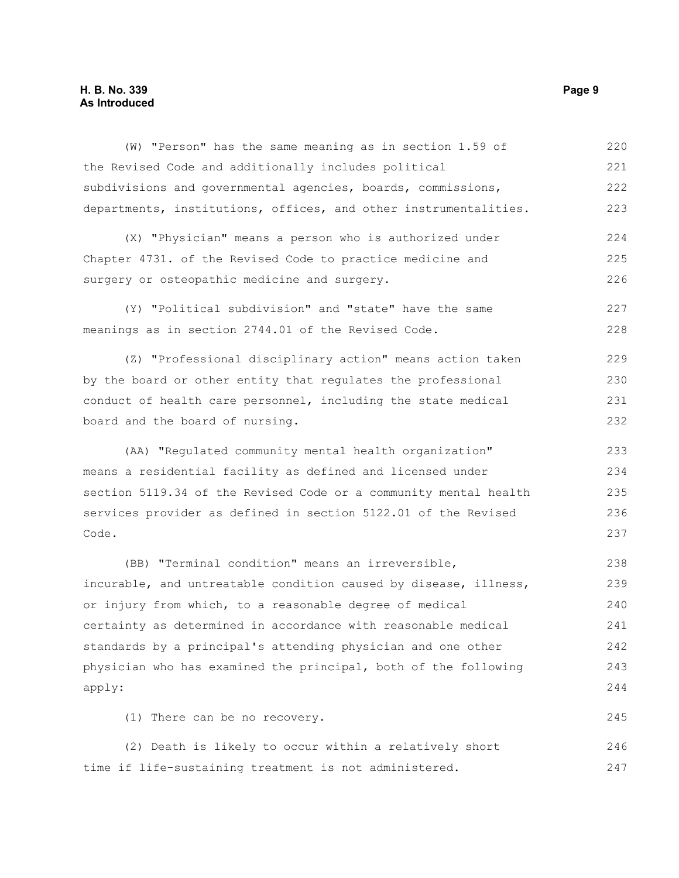(W) "Person" has the same meaning as in section 1.59 of the Revised Code and additionally includes political subdivisions and governmental agencies, boards, commissions, departments, institutions, offices, and other instrumentalities.

(X) "Physician" means a person who is authorized under Chapter 4731. of the Revised Code to practice medicine and surgery or osteopathic medicine and surgery.

(Y) "Political subdivision" and "state" have the same meanings as in section 2744.01 of the Revised Code.

(Z) "Professional disciplinary action" means action taken by the board or other entity that regulates the professional conduct of health care personnel, including the state medical board and the board of nursing.

(AA) "Regulated community mental health organization" means a residential facility as defined and licensed under section 5119.34 of the Revised Code or a community mental health services provider as defined in section 5122.01 of the Revised Code.

(BB) "Terminal condition" means an irreversible, incurable, and untreatable condition caused by disease, illness, or injury from which, to a reasonable degree of medical certainty as determined in accordance with reasonable medical standards by a principal's attending physician and one other physician who has examined the principal, both of the following apply:

(1) There can be no recovery.

(2) Death is likely to occur within a relatively short time if life-sustaining treatment is not administered.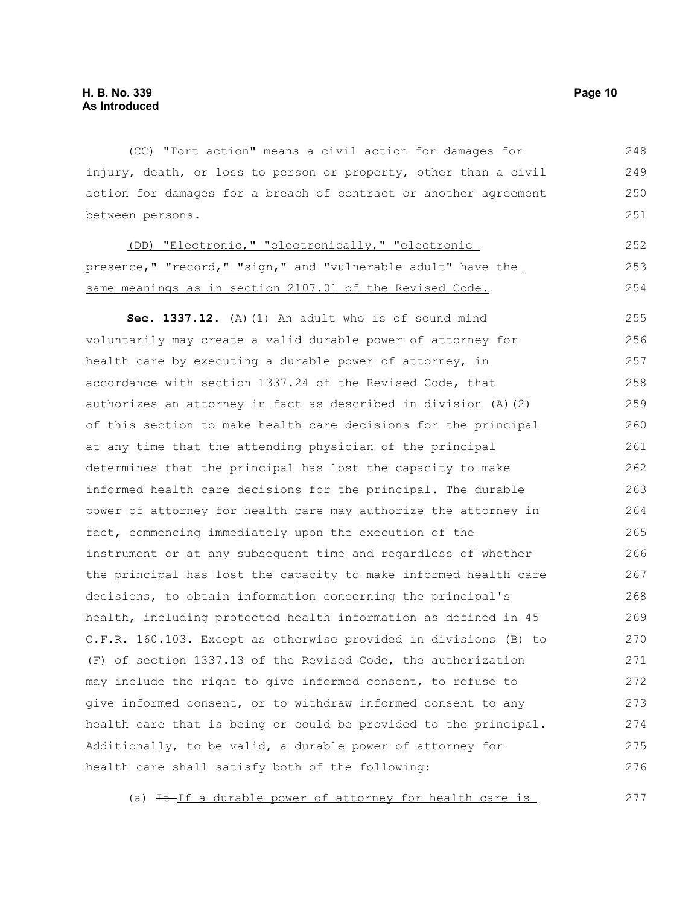(CC) "Tort action" means a civil action for damages for injury, death, or loss to person or property, other than a civil action for damages for a breach of contract or another agreement between persons.

<u>(DD) "Electronic," "electronically," "electronic presence," "record," "sign," and "vulnerable adult" have the same meanings as in section 2107.01 of the Revised Code.</u>

**Sec. 1337.12.** (A)(1) An adult who is of sound mind voluntarily may create a valid durable power of attorney for health care by executing a durable power of attorney, in accordance with section 1337.24 of the Revised Code, that authorizes an attorney in fact as described in division (A)(2) of this section to make health care decisions for the principal at any time that the attending physician of the principal determines that the principal has lost the capacity to make informed health care decisions for the principal. The durable power of attorney for health care may authorize the attorney in fact, commencing immediately upon the execution of the instrument or at any subsequent time and regardless of whether the principal has lost the capacity to make informed health care decisions, to obtain information concerning the principal's health, including protected health information as defined in 45 C.F.R. 160.103. Except as otherwise provided in divisions (B) to (F) of section 1337.13 of the Revised Code, the authorization may include the right to give informed consent, to refuse to give informed consent, or to withdraw informed consent to any health care that is being or could be provided to the principal. Additionally, to be valid, a durable power of attorney for health care shall satisfy both of the following:

(a) ~~It~~ <u>If a durable power of attorney for health care is</u>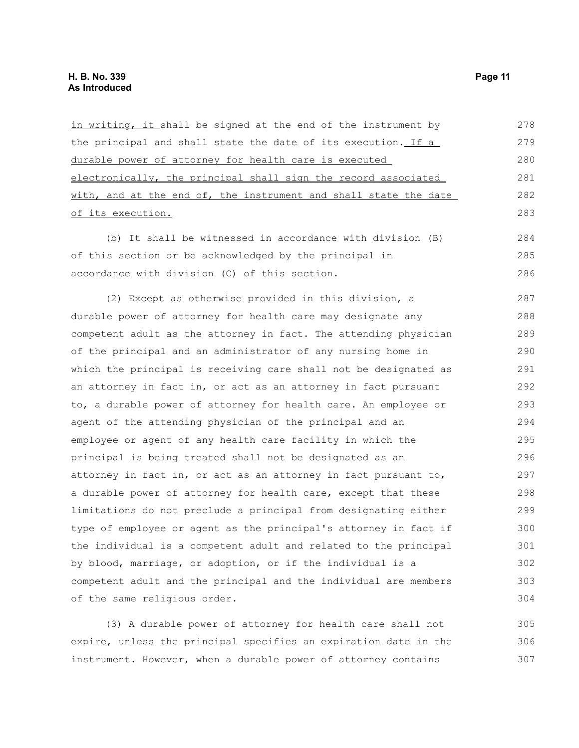in writing, it shall be signed at the end of the instrument by the principal and shall state the date of its execution. If a durable power of attorney for health care is executed electronically, the principal shall sign the record associated with, and at the end of, the instrument and shall state the date of its execution.

(b) It shall be witnessed in accordance with division (B) of this section or be acknowledged by the principal in accordance with division (C) of this section.

(2) Except as otherwise provided in this division, a durable power of attorney for health care may designate any competent adult as the attorney in fact. The attending physician of the principal and an administrator of any nursing home in which the principal is receiving care shall not be designated as an attorney in fact in, or act as an attorney in fact pursuant to, a durable power of attorney for health care. An employee or agent of the attending physician of the principal and an employee or agent of any health care facility in which the principal is being treated shall not be designated as an attorney in fact in, or act as an attorney in fact pursuant to, a durable power of attorney for health care, except that these limitations do not preclude a principal from designating either type of employee or agent as the principal's attorney in fact if the individual is a competent adult and related to the principal by blood, marriage, or adoption, or if the individual is a competent adult and the principal and the individual are members of the same religious order.

(3) A durable power of attorney for health care shall not expire, unless the principal specifies an expiration date in the instrument. However, when a durable power of attorney contains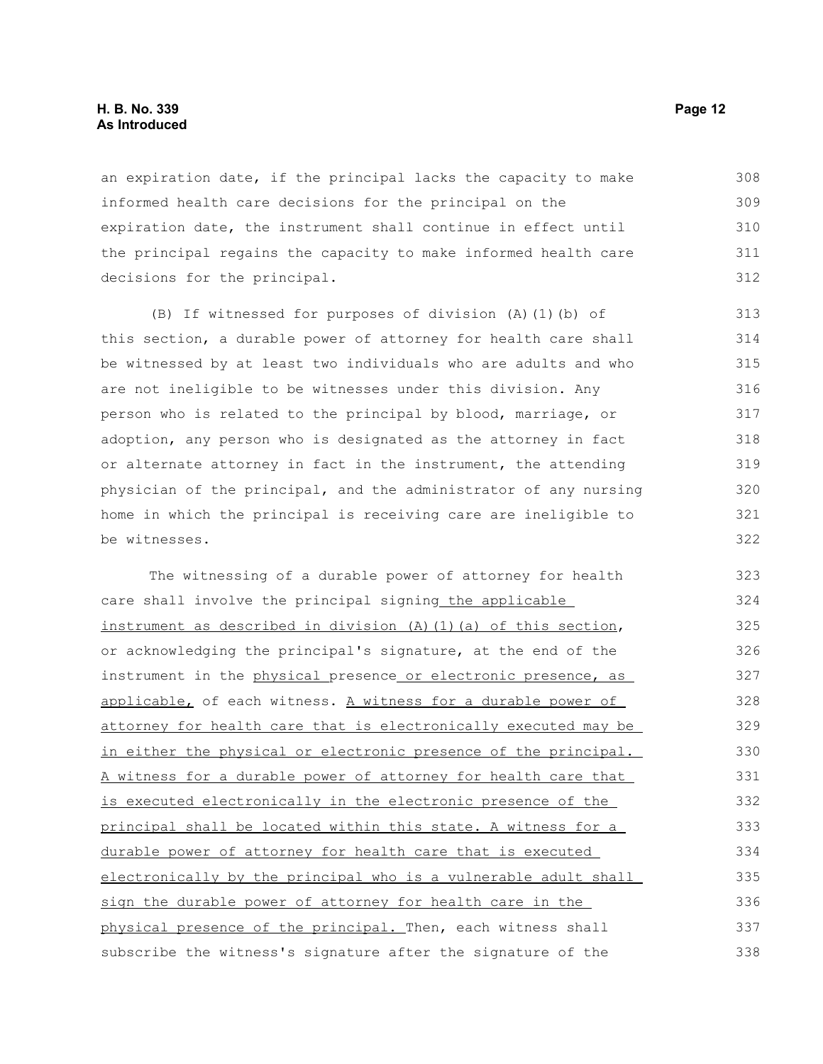an expiration date, if the principal lacks the capacity to make informed health care decisions for the principal on the expiration date, the instrument shall continue in effect until the principal regains the capacity to make informed health care decisions for the principal.

(B) If witnessed for purposes of division (A)(1)(b) of this section, a durable power of attorney for health care shall be witnessed by at least two individuals who are adults and who are not ineligible to be witnesses under this division. Any person who is related to the principal by blood, marriage, or adoption, any person who is designated as the attorney in fact or alternate attorney in fact in the instrument, the attending physician of the principal, and the administrator of any nursing home in which the principal is receiving care are ineligible to be witnesses.

The witnessing of a durable power of attorney for health care shall involve the principal signing <u>the applicable instrument as described in division (A)(1)(a) of this section</u>, or acknowledging the principal's signature, at the end of the instrument in the <u>physical</u> presence <u>or electronic presence, as applicable,</u> of each witness. <u>A witness for a durable power of attorney for health care that is electronically executed may be in either the physical or electronic presence of the principal. A witness for a durable power of attorney for health care that is executed electronically in the electronic presence of the principal shall be located within this state. A witness for a durable power of attorney for health care that is executed electronically by the principal who is a vulnerable adult shall sign the durable power of attorney for health care in the physical presence of the principal.</u> Then, each witness shall subscribe the witness's signature after the signature of the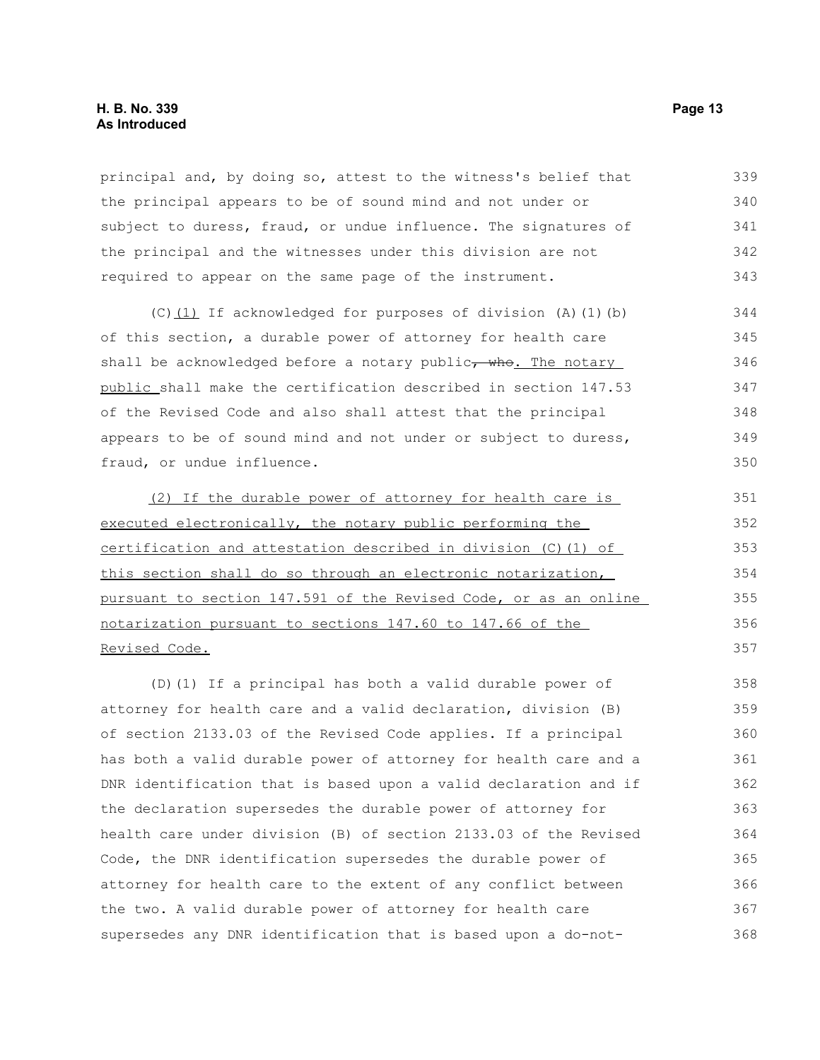principal and, by doing so, attest to the witness's belief that the principal appears to be of sound mind and not under or subject to duress, fraud, or undue influence. The signatures of the principal and the witnesses under this division are not required to appear on the same page of the instrument.

(C)(1) If acknowledged for purposes of division (A)(1)(b) of this section, a durable power of attorney for health care shall be acknowledged before a notary public~~, who~~. The notary public shall make the certification described in section 147.53 of the Revised Code and also shall attest that the principal appears to be of sound mind and not under or subject to duress, fraud, or undue influence.

(2) If the durable power of attorney for health care is executed electronically, the notary public performing the certification and attestation described in division (C)(1) of this section shall do so through an electronic notarization, pursuant to section 147.591 of the Revised Code, or as an online notarization pursuant to sections 147.60 to 147.66 of the Revised Code.

(D)(1) If a principal has both a valid durable power of attorney for health care and a valid declaration, division (B) of section 2133.03 of the Revised Code applies. If a principal has both a valid durable power of attorney for health care and a DNR identification that is based upon a valid declaration and if the declaration supersedes the durable power of attorney for health care under division (B) of section 2133.03 of the Revised Code, the DNR identification supersedes the durable power of attorney for health care to the extent of any conflict between the two. A valid durable power of attorney for health care supersedes any DNR identification that is based upon a do-not-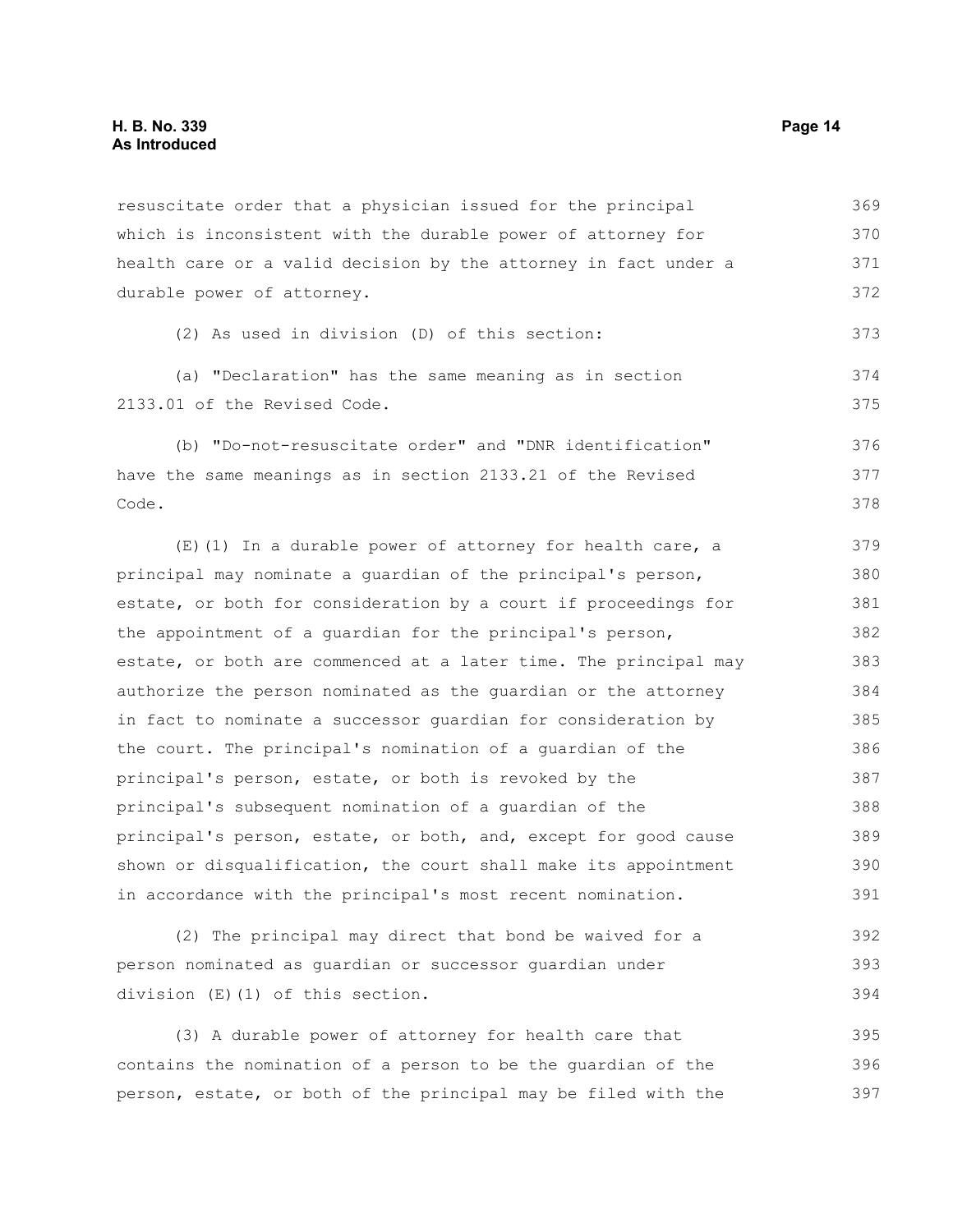resuscitate order that a physician issued for the principal which is inconsistent with the durable power of attorney for health care or a valid decision by the attorney in fact under a durable power of attorney.

(2) As used in division (D) of this section:

(a) "Declaration" has the same meaning as in section 2133.01 of the Revised Code.

(b) "Do-not-resuscitate order" and "DNR identification" have the same meanings as in section 2133.21 of the Revised Code.

(E)(1) In a durable power of attorney for health care, a principal may nominate a guardian of the principal's person, estate, or both for consideration by a court if proceedings for the appointment of a guardian for the principal's person, estate, or both are commenced at a later time. The principal may authorize the person nominated as the guardian or the attorney in fact to nominate a successor guardian for consideration by the court. The principal's nomination of a guardian of the principal's person, estate, or both is revoked by the principal's subsequent nomination of a guardian of the principal's person, estate, or both, and, except for good cause shown or disqualification, the court shall make its appointment in accordance with the principal's most recent nomination.

(2) The principal may direct that bond be waived for a person nominated as guardian or successor guardian under division (E)(1) of this section.

(3) A durable power of attorney for health care that contains the nomination of a person to be the guardian of the person, estate, or both of the principal may be filed with the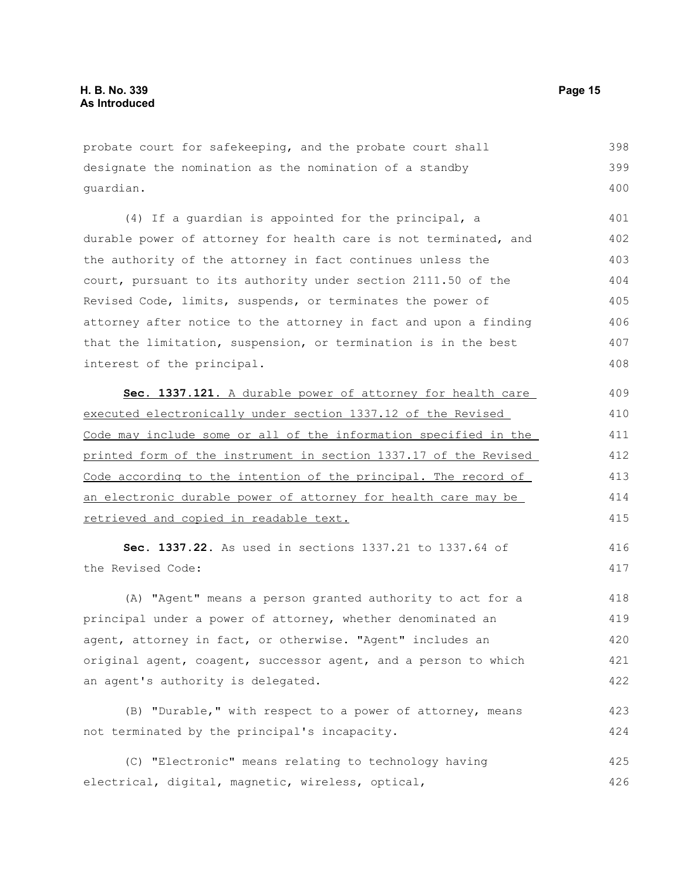probate court for safekeeping, and the probate court shall designate the nomination as the nomination of a standby guardian.

(4) If a guardian is appointed for the principal, a durable power of attorney for health care is not terminated, and the authority of the attorney in fact continues unless the court, pursuant to its authority under section 2111.50 of the Revised Code, limits, suspends, or terminates the power of attorney after notice to the attorney in fact and upon a finding that the limitation, suspension, or termination is in the best interest of the principal.

**Sec. 1337.121.** <u>A durable power of attorney for health care executed electronically under section 1337.12 of the Revised Code may include some or all of the information specified in the printed form of the instrument in section 1337.17 of the Revised Code according to the intention of the principal. The record of an electronic durable power of attorney for health care may be retrieved and copied in readable text.</u>

**Sec. 1337.22.** As used in sections 1337.21 to 1337.64 of the Revised Code:

(A) "Agent" means a person granted authority to act for a principal under a power of attorney, whether denominated an agent, attorney in fact, or otherwise. "Agent" includes an original agent, coagent, successor agent, and a person to which an agent's authority is delegated.

(B) "Durable," with respect to a power of attorney, means not terminated by the principal's incapacity.

(C) "Electronic" means relating to technology having electrical, digital, magnetic, wireless, optical,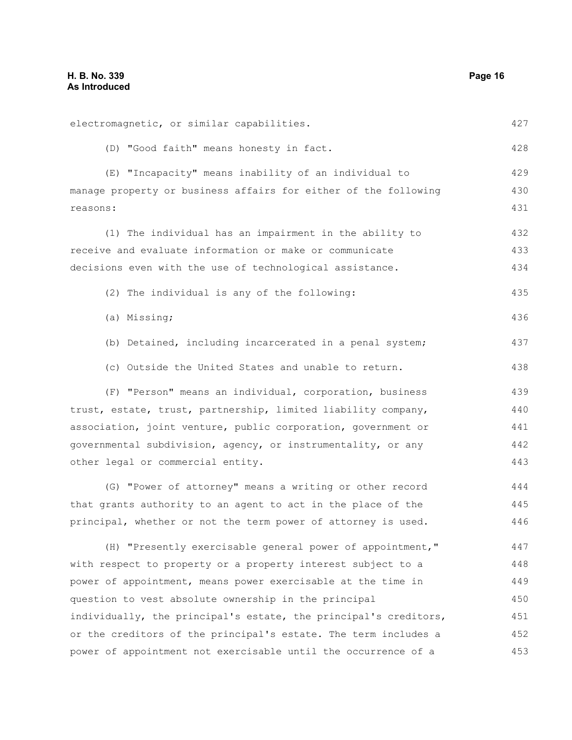electromagnetic, or similar capabilities.

(D) "Good faith" means honesty in fact.

(E) "Incapacity" means inability of an individual to manage property or business affairs for either of the following reasons:

(1) The individual has an impairment in the ability to receive and evaluate information or make or communicate decisions even with the use of technological assistance.

(2) The individual is any of the following:

(a) Missing;

(b) Detained, including incarcerated in a penal system;

(c) Outside the United States and unable to return.

(F) "Person" means an individual, corporation, business trust, estate, trust, partnership, limited liability company, association, joint venture, public corporation, government or governmental subdivision, agency, or instrumentality, or any other legal or commercial entity.

(G) "Power of attorney" means a writing or other record that grants authority to an agent to act in the place of the principal, whether or not the term power of attorney is used.

(H) "Presently exercisable general power of appointment," with respect to property or a property interest subject to a power of appointment, means power exercisable at the time in question to vest absolute ownership in the principal individually, the principal's estate, the principal's creditors, or the creditors of the principal's estate. The term includes a power of appointment not exercisable until the occurrence of a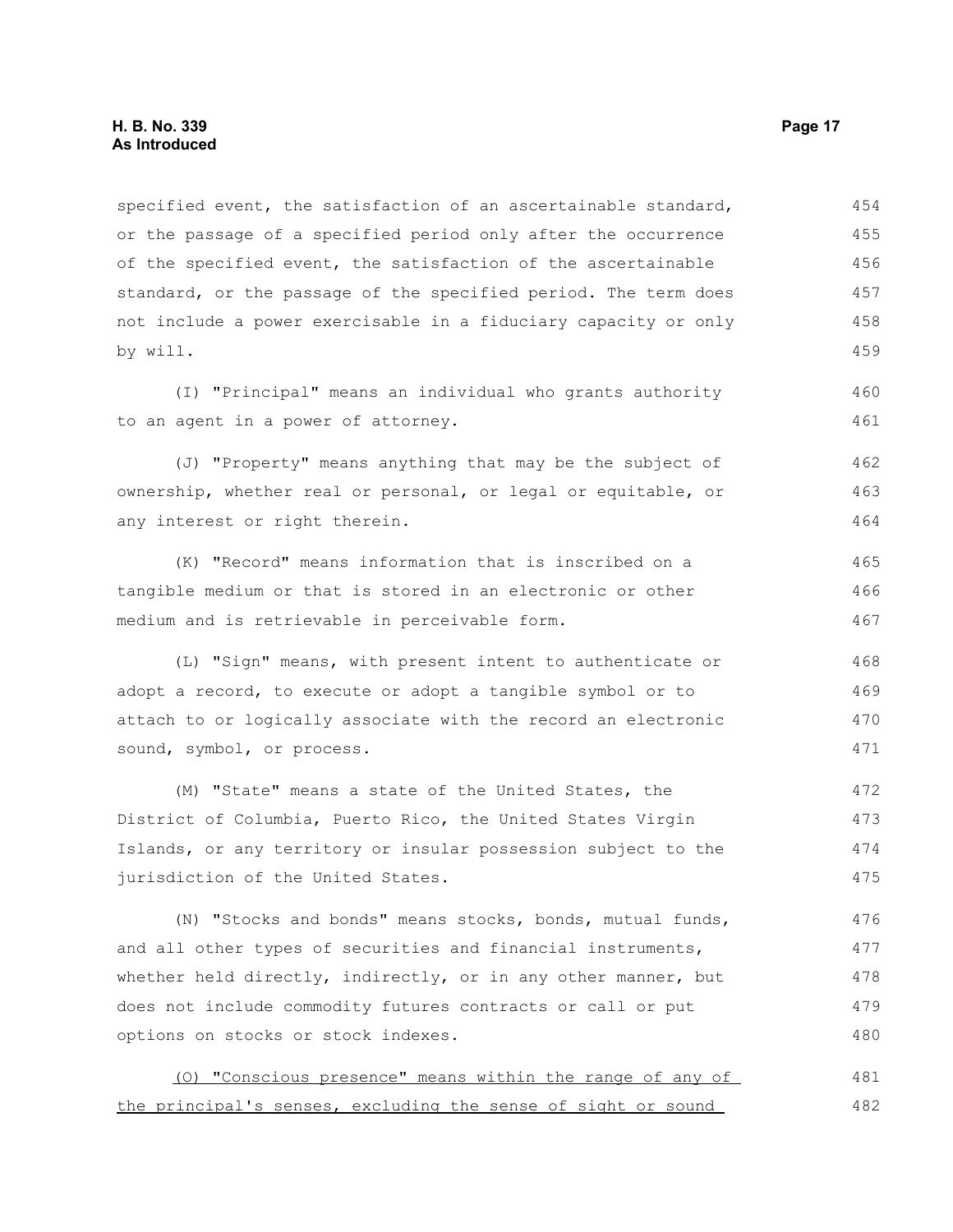specified event, the satisfaction of an ascertainable standard, or the passage of a specified period only after the occurrence of the specified event, the satisfaction of the ascertainable standard, or the passage of the specified period. The term does not include a power exercisable in a fiduciary capacity or only by will.

(I) "Principal" means an individual who grants authority to an agent in a power of attorney.

(J) "Property" means anything that may be the subject of ownership, whether real or personal, or legal or equitable, or any interest or right therein.

(K) "Record" means information that is inscribed on a tangible medium or that is stored in an electronic or other medium and is retrievable in perceivable form.

(L) "Sign" means, with present intent to authenticate or adopt a record, to execute or adopt a tangible symbol or to attach to or logically associate with the record an electronic sound, symbol, or process.

(M) "State" means a state of the United States, the District of Columbia, Puerto Rico, the United States Virgin Islands, or any territory or insular possession subject to the jurisdiction of the United States.

(N) "Stocks and bonds" means stocks, bonds, mutual funds, and all other types of securities and financial instruments, whether held directly, indirectly, or in any other manner, but does not include commodity futures contracts or call or put options on stocks or stock indexes.

<u>(O) "Conscious presence" means within the range of any of the principal's senses, excluding the sense of sight or sound</u>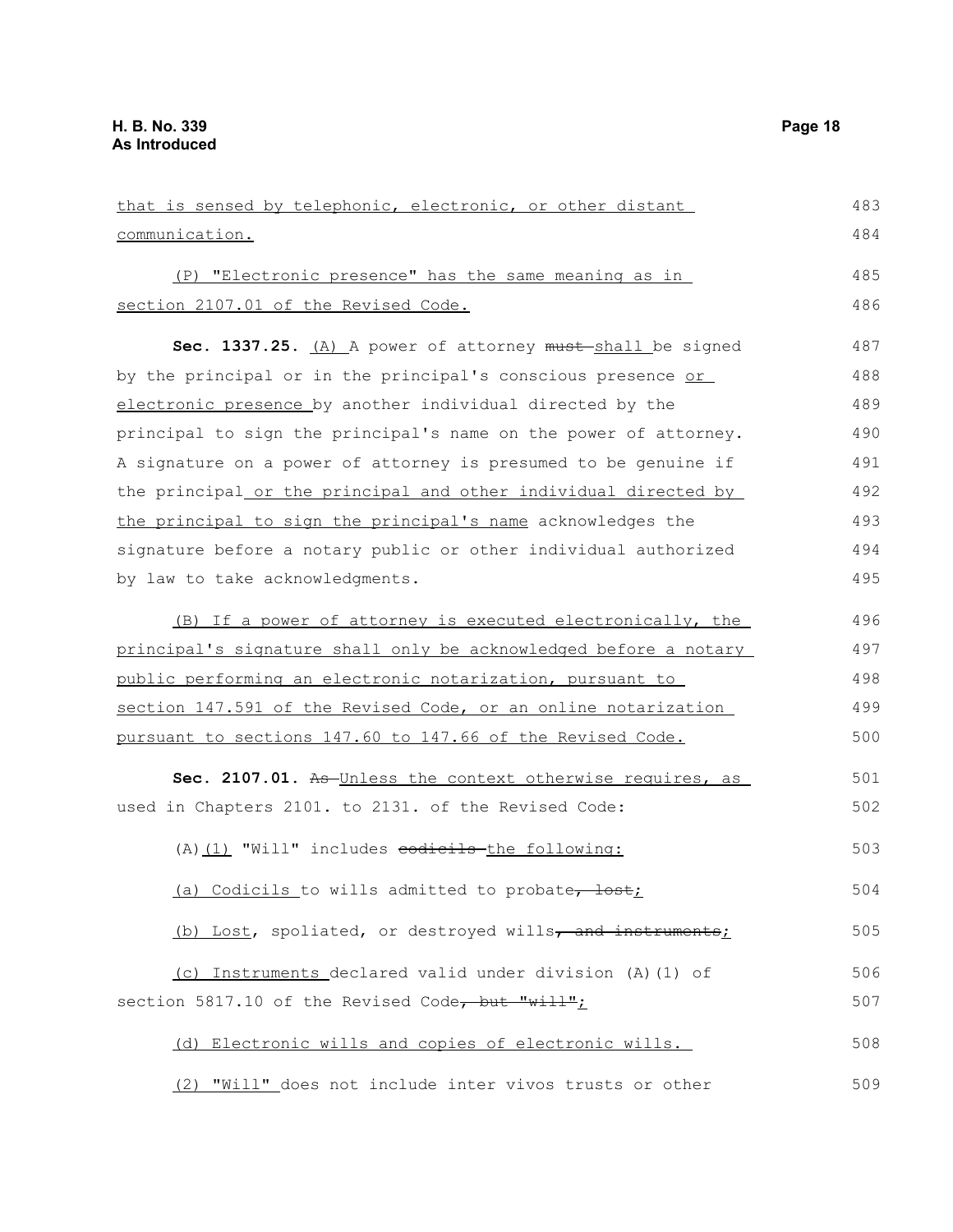that is sensed by telephonic, electronic, or other distant communication.

(P) "Electronic presence" has the same meaning as in section 2107.01 of the Revised Code.

**Sec. 1337.25.** (A) A power of attorney ~~must~~ shall be signed by the principal or in the principal's conscious presence or electronic presence by another individual directed by the principal to sign the principal's name on the power of attorney. A signature on a power of attorney is presumed to be genuine if the principal or the principal and other individual directed by the principal to sign the principal's name acknowledges the signature before a notary public or other individual authorized by law to take acknowledgments.

(B) If a power of attorney is executed electronically, the principal's signature shall only be acknowledged before a notary public performing an electronic notarization, pursuant to section 147.591 of the Revised Code, or an online notarization pursuant to sections 147.60 to 147.66 of the Revised Code.

**Sec. 2107.01.** ~~As~~ Unless the context otherwise requires, as used in Chapters 2101. to 2131. of the Revised Code:

(A)(1) "Will" includes ~~codicils~~ the following:

(a) Codicils to wills admitted to probate~~, lost~~;

(b) Lost, spoliated, or destroyed wills~~, and instruments~~;

(c) Instruments declared valid under division (A)(1) of section 5817.10 of the Revised Code~~, but "will"~~;

(d) Electronic wills and copies of electronic wills.

(2) "Will" does not include inter vivos trusts or other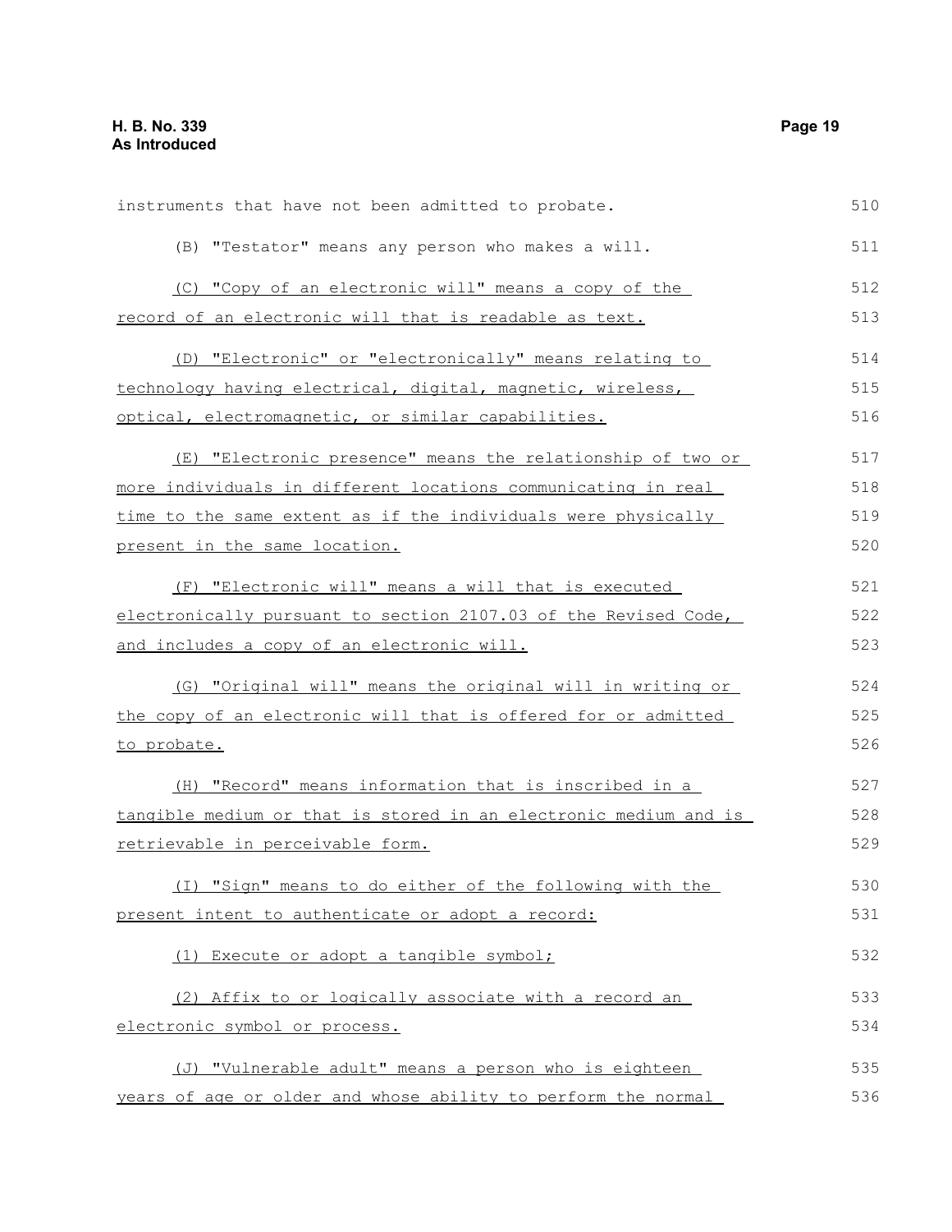instruments that have not been admitted to probate.

(B) "Testator" means any person who makes a will.

(C) "Copy of an electronic will" means a copy of the record of an electronic will that is readable as text.

(D) "Electronic" or "electronically" means relating to technology having electrical, digital, magnetic, wireless, optical, electromagnetic, or similar capabilities.

(E) "Electronic presence" means the relationship of two or more individuals in different locations communicating in real time to the same extent as if the individuals were physically present in the same location.

(F) "Electronic will" means a will that is executed electronically pursuant to section 2107.03 of the Revised Code, and includes a copy of an electronic will.

(G) "Original will" means the original will in writing or the copy of an electronic will that is offered for or admitted to probate.

(H) "Record" means information that is inscribed in a tangible medium or that is stored in an electronic medium and is retrievable in perceivable form.

(I) "Sign" means to do either of the following with the present intent to authenticate or adopt a record:

(1) Execute or adopt a tangible symbol;

(2) Affix to or logically associate with a record an electronic symbol or process.

(J) "Vulnerable adult" means a person who is eighteen years of age or older and whose ability to perform the normal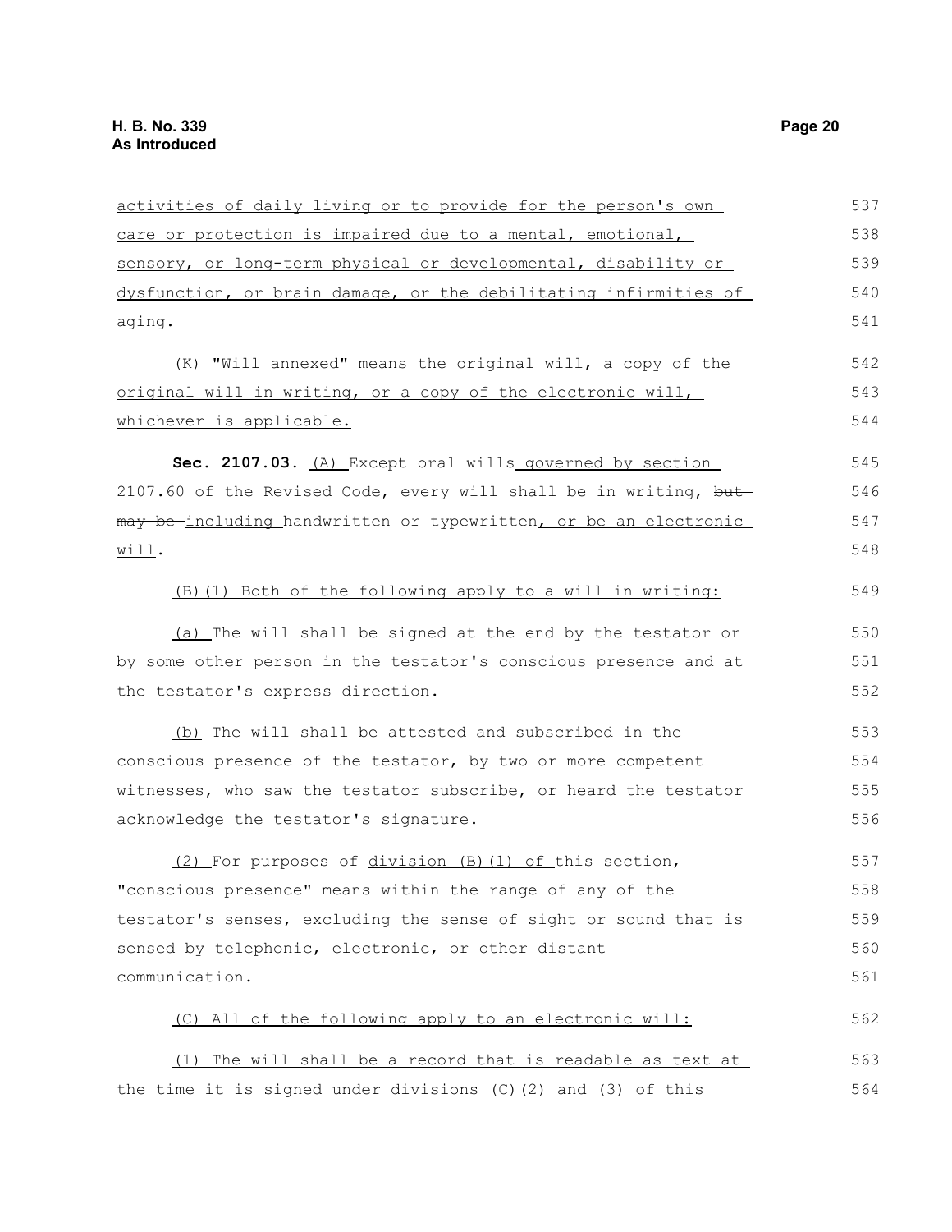activities of daily living or to provide for the person's own care or protection is impaired due to a mental, emotional, sensory, or long-term physical or developmental, disability or dysfunction, or brain damage, or the debilitating infirmities of aging.

(K) "Will annexed" means the original will, a copy of the original will in writing, or a copy of the electronic will, whichever is applicable.

**Sec. 2107.03.** (A) Except oral wills governed by section 2107.60 of the Revised Code, every will shall be in writing, ~~but may be~~ including handwritten or typewritten, or be an electronic will.

(B)(1) Both of the following apply to a will in writing:

(a) The will shall be signed at the end by the testator or by some other person in the testator's conscious presence and at the testator's express direction.

(b) The will shall be attested and subscribed in the conscious presence of the testator, by two or more competent witnesses, who saw the testator subscribe, or heard the testator acknowledge the testator's signature.

(2) For purposes of division (B)(1) of this section, "conscious presence" means within the range of any of the testator's senses, excluding the sense of sight or sound that is sensed by telephonic, electronic, or other distant communication.

(C) All of the following apply to an electronic will:

(1) The will shall be a record that is readable as text at the time it is signed under divisions (C)(2) and (3) of this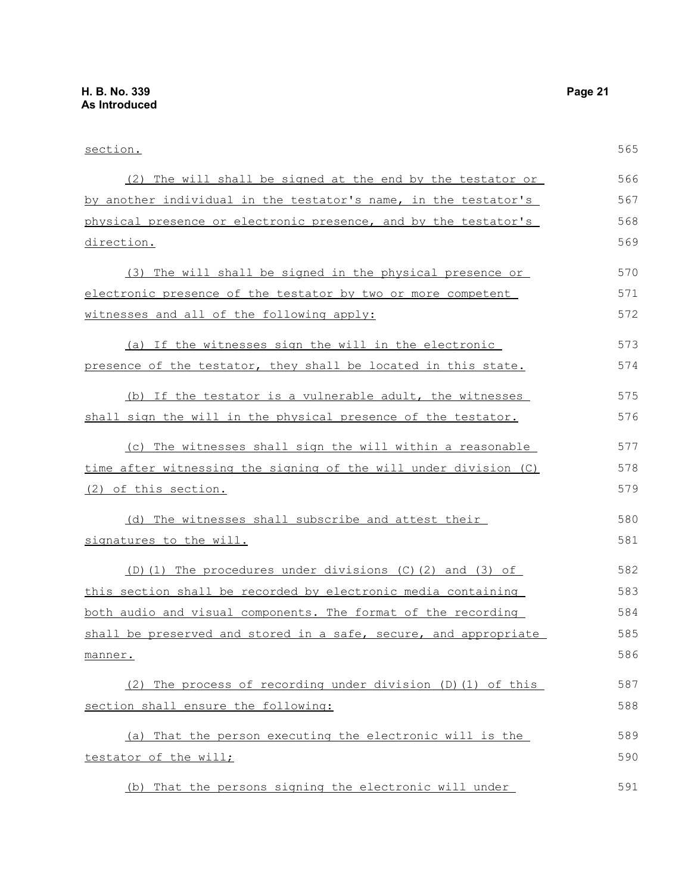section.

(2) The will shall be signed at the end by the testator or by another individual in the testator's name, in the testator's physical presence or electronic presence, and by the testator's direction.

(3) The will shall be signed in the physical presence or electronic presence of the testator by two or more competent witnesses and all of the following apply:

(a) If the witnesses sign the will in the electronic presence of the testator, they shall be located in this state.

(b) If the testator is a vulnerable adult, the witnesses shall sign the will in the physical presence of the testator.

(c) The witnesses shall sign the will within a reasonable time after witnessing the signing of the will under division (C)(2) of this section.

(d) The witnesses shall subscribe and attest their signatures to the will.

(D)(1) The procedures under divisions (C)(2) and (3) of this section shall be recorded by electronic media containing both audio and visual components. The format of the recording shall be preserved and stored in a safe, secure, and appropriate manner.

(2) The process of recording under division (D)(1) of this section shall ensure the following:

(a) That the person executing the electronic will is the testator of the will;

(b) That the persons signing the electronic will under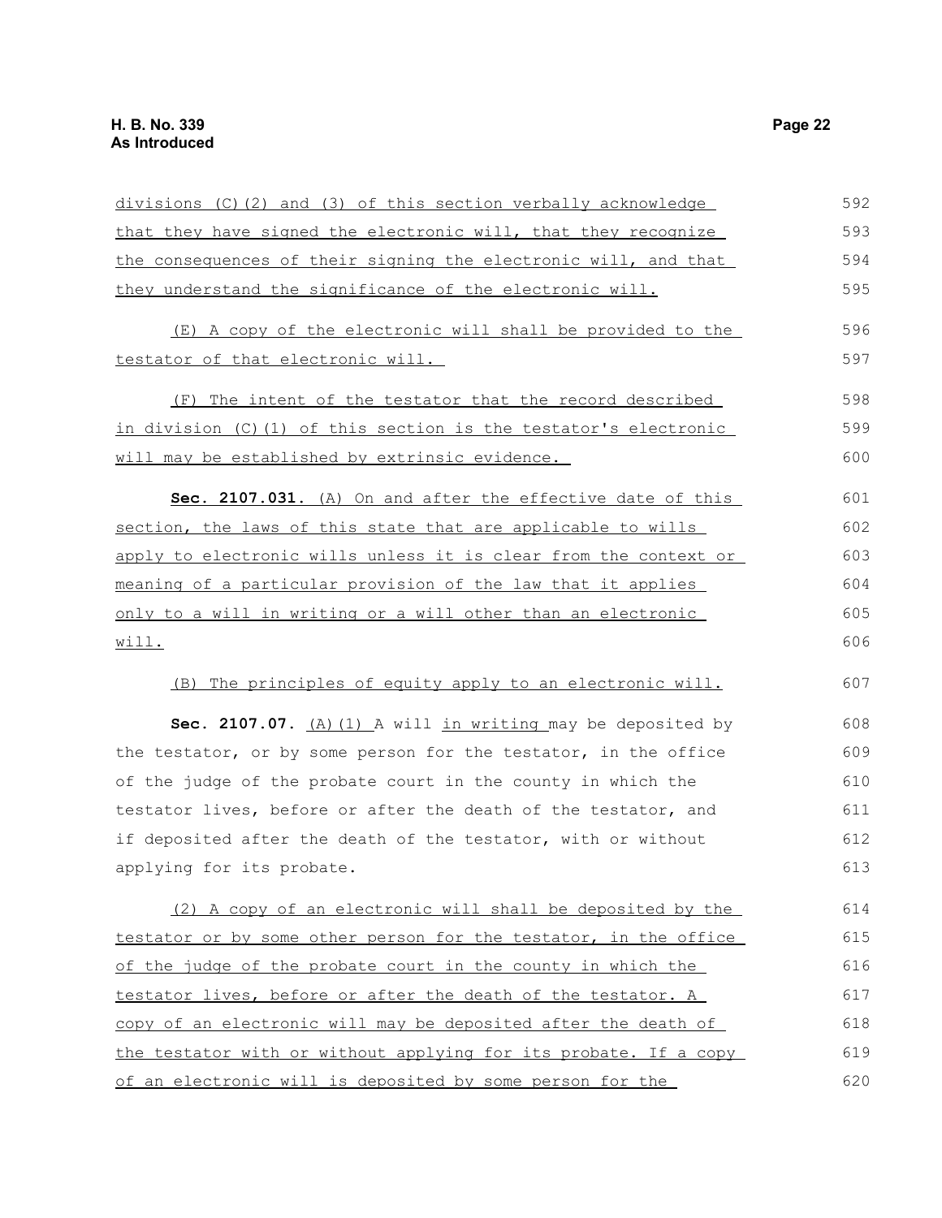divisions (C)(2) and (3) of this section verbally acknowledge that they have signed the electronic will, that they recognize the consequences of their signing the electronic will, and that they understand the significance of the electronic will.

(E) A copy of the electronic will shall be provided to the testator of that electronic will.

(F) The intent of the testator that the record described in division (C)(1) of this section is the testator's electronic will may be established by extrinsic evidence.

**Sec. 2107.031.** (A) On and after the effective date of this section, the laws of this state that are applicable to wills apply to electronic wills unless it is clear from the context or meaning of a particular provision of the law that it applies only to a will in writing or a will other than an electronic will.

(B) The principles of equity apply to an electronic will.

**Sec. 2107.07.** (A)(1) A will in writing may be deposited by the testator, or by some person for the testator, in the office of the judge of the probate court in the county in which the testator lives, before or after the death of the testator, and if deposited after the death of the testator, with or without applying for its probate.

(2) A copy of an electronic will shall be deposited by the testator or by some other person for the testator, in the office of the judge of the probate court in the county in which the testator lives, before or after the death of the testator. A copy of an electronic will may be deposited after the death of the testator with or without applying for its probate. If a copy of an electronic will is deposited by some person for the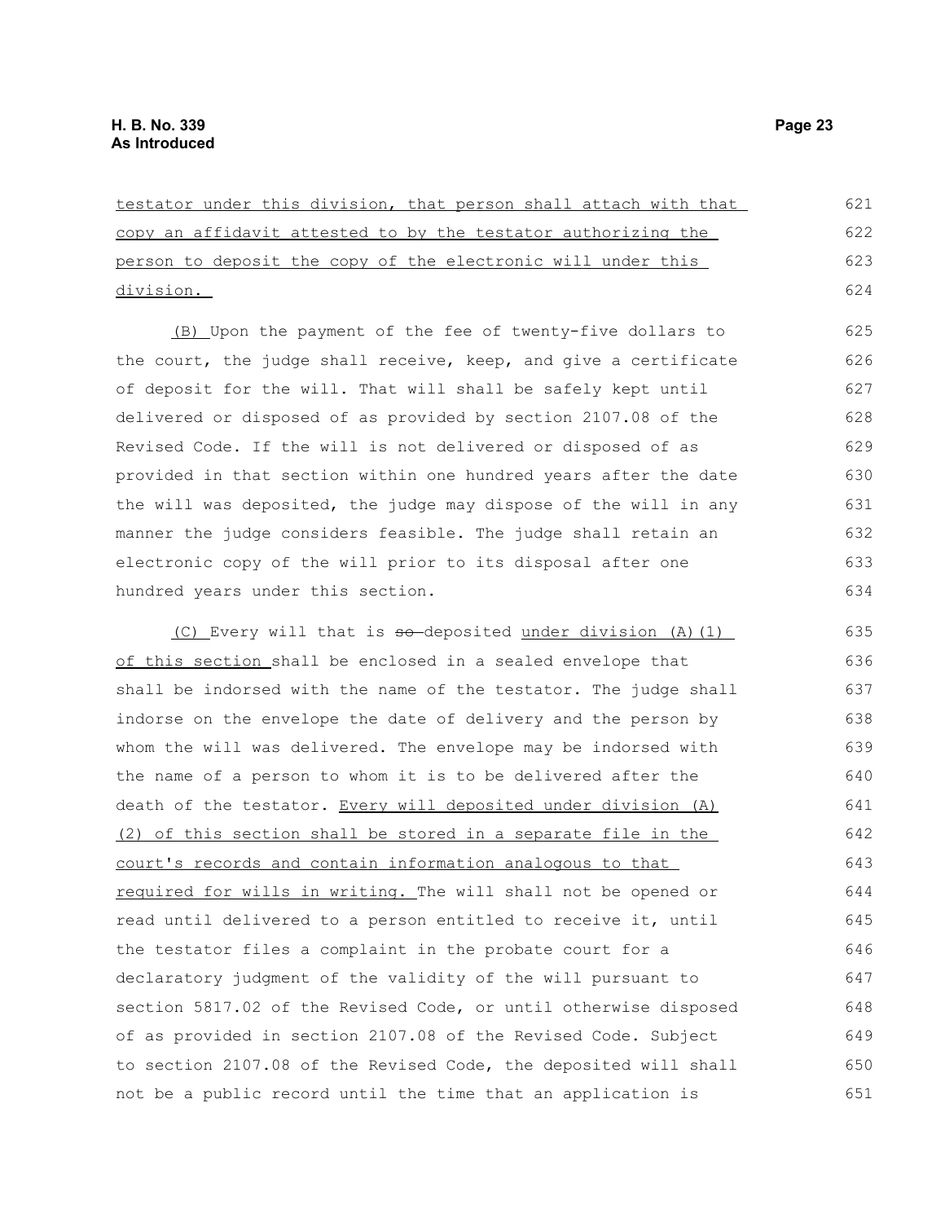testator under this division, that person shall attach with that copy an affidavit attested to by the testator authorizing the person to deposit the copy of the electronic will under this division.

(B) Upon the payment of the fee of twenty-five dollars to the court, the judge shall receive, keep, and give a certificate of deposit for the will. That will shall be safely kept until delivered or disposed of as provided by section 2107.08 of the Revised Code. If the will is not delivered or disposed of as provided in that section within one hundred years after the date the will was deposited, the judge may dispose of the will in any manner the judge considers feasible. The judge shall retain an electronic copy of the will prior to its disposal after one hundred years under this section.

(C) Every will that is ~~so~~ deposited under division (A)(1) of this section shall be enclosed in a sealed envelope that shall be indorsed with the name of the testator. The judge shall indorse on the envelope the date of delivery and the person by whom the will was delivered. The envelope may be indorsed with the name of a person to whom it is to be delivered after the death of the testator. Every will deposited under division (A)(2) of this section shall be stored in a separate file in the court's records and contain information analogous to that required for wills in writing. The will shall not be opened or read until delivered to a person entitled to receive it, until the testator files a complaint in the probate court for a declaratory judgment of the validity of the will pursuant to section 5817.02 of the Revised Code, or until otherwise disposed of as provided in section 2107.08 of the Revised Code. Subject to section 2107.08 of the Revised Code, the deposited will shall not be a public record until the time that an application is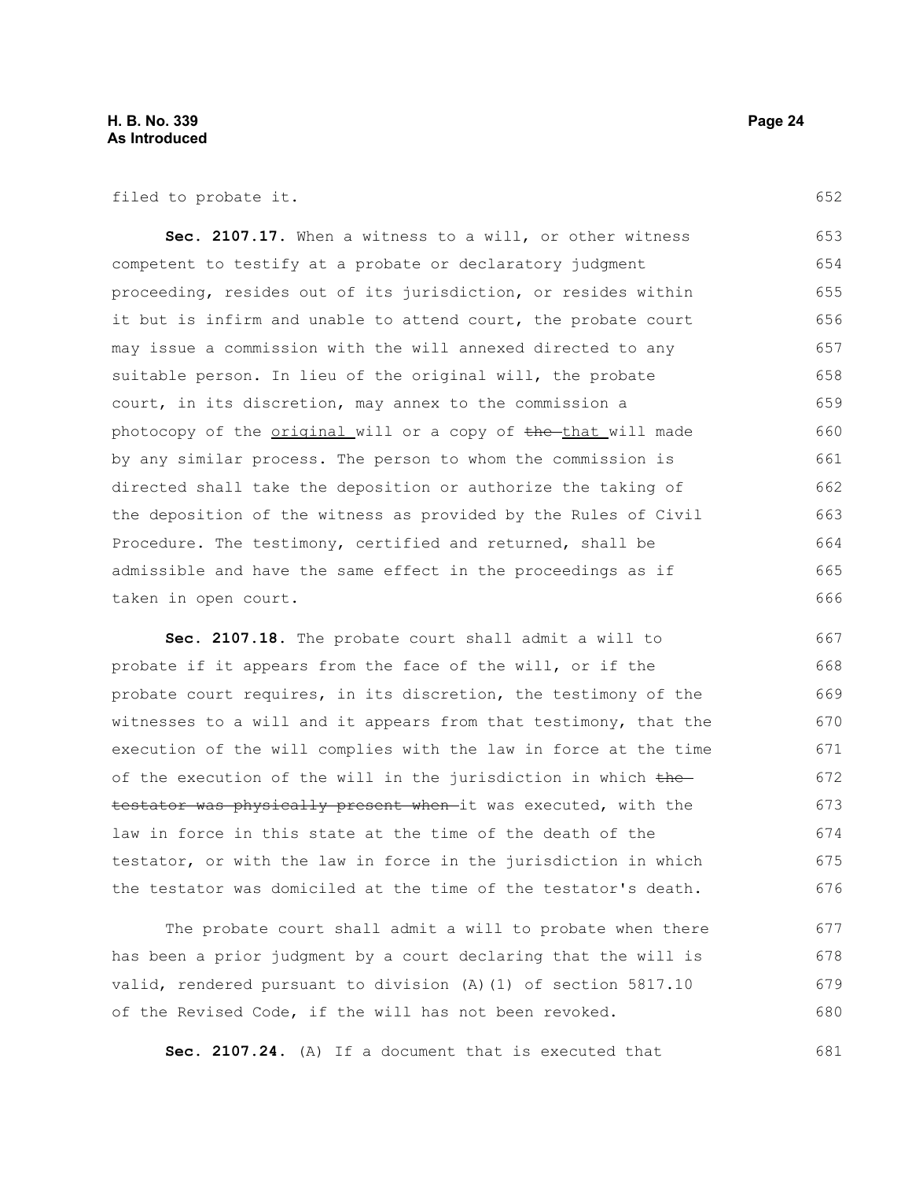filed to probate it.

**Sec. 2107.17.** When a witness to a will, or other witness competent to testify at a probate or declaratory judgment proceeding, resides out of its jurisdiction, or resides within it but is infirm and unable to attend court, the probate court may issue a commission with the will annexed directed to any suitable person. In lieu of the original will, the probate court, in its discretion, may annex to the commission a photocopy of the <u>original</u> will or a copy of ~~the~~ <u>that</u> will made by any similar process. The person to whom the commission is directed shall take the deposition or authorize the taking of the deposition of the witness as provided by the Rules of Civil Procedure. The testimony, certified and returned, shall be admissible and have the same effect in the proceedings as if taken in open court.

**Sec. 2107.18.** The probate court shall admit a will to probate if it appears from the face of the will, or if the probate court requires, in its discretion, the testimony of the witnesses to a will and it appears from that testimony, that the execution of the will complies with the law in force at the time of the execution of the will in the jurisdiction in which ~~the testator was physically present when~~ it was executed, with the law in force in this state at the time of the death of the testator, or with the law in force in the jurisdiction in which the testator was domiciled at the time of the testator's death.

The probate court shall admit a will to probate when there has been a prior judgment by a court declaring that the will is valid, rendered pursuant to division (A)(1) of section 5817.10 of the Revised Code, if the will has not been revoked.

**Sec. 2107.24.** (A) If a document that is executed that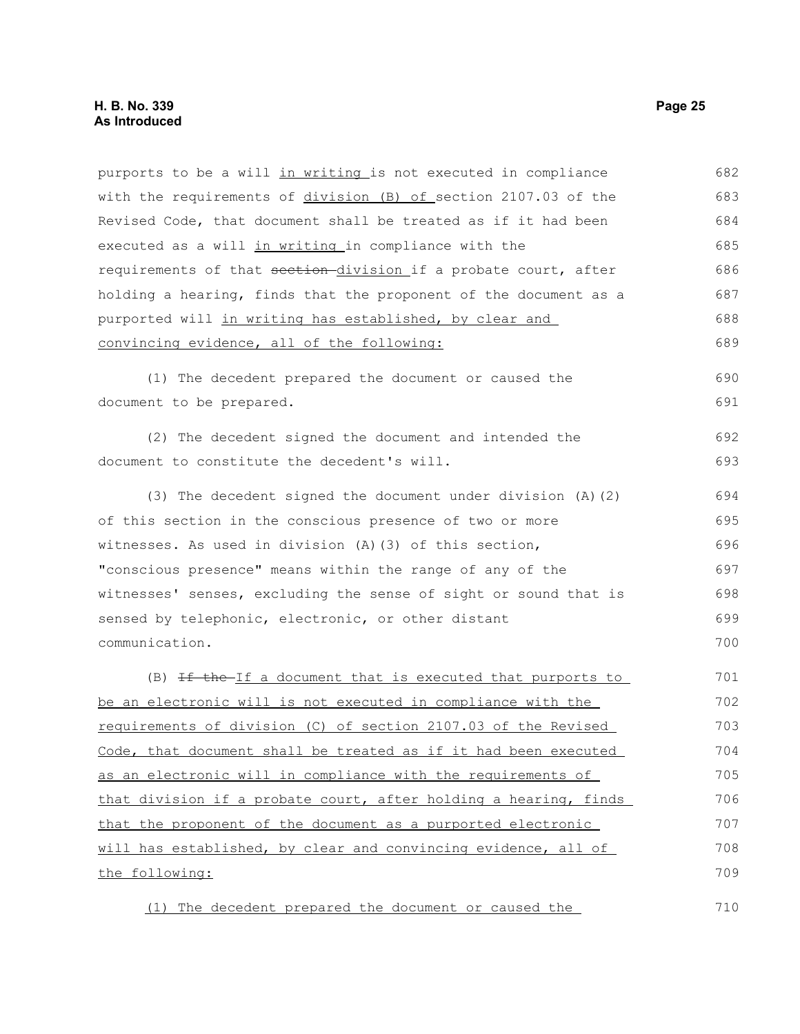purports to be a will <u>in writing</u> is not executed in compliance with the requirements of <u>division (B) of</u> section 2107.03 of the Revised Code, that document shall be treated as if it had been executed as a will <u>in writing</u> in compliance with the requirements of that ~~section~~ <u>division</u> if a probate court, after holding a hearing, finds that the proponent of the document as a purported will <u>in writing has established, by clear and convincing evidence, all of the following:</u>

(1) The decedent prepared the document or caused the document to be prepared.

(2) The decedent signed the document and intended the document to constitute the decedent's will.

(3) The decedent signed the document under division (A)(2) of this section in the conscious presence of two or more witnesses. As used in division (A)(3) of this section, "conscious presence" means within the range of any of the witnesses' senses, excluding the sense of sight or sound that is sensed by telephonic, electronic, or other distant communication.

(B) ~~If the~~ <u>If a document that is executed that purports to be an electronic will is not executed in compliance with the requirements of division (C) of section 2107.03 of the Revised Code, that document shall be treated as if it had been executed as an electronic will in compliance with the requirements of that division if a probate court, after holding a hearing, finds that the proponent of the document as a purported electronic will has established, by clear and convincing evidence, all of the following:</u>

<u>(1) The decedent prepared the document or caused the</u>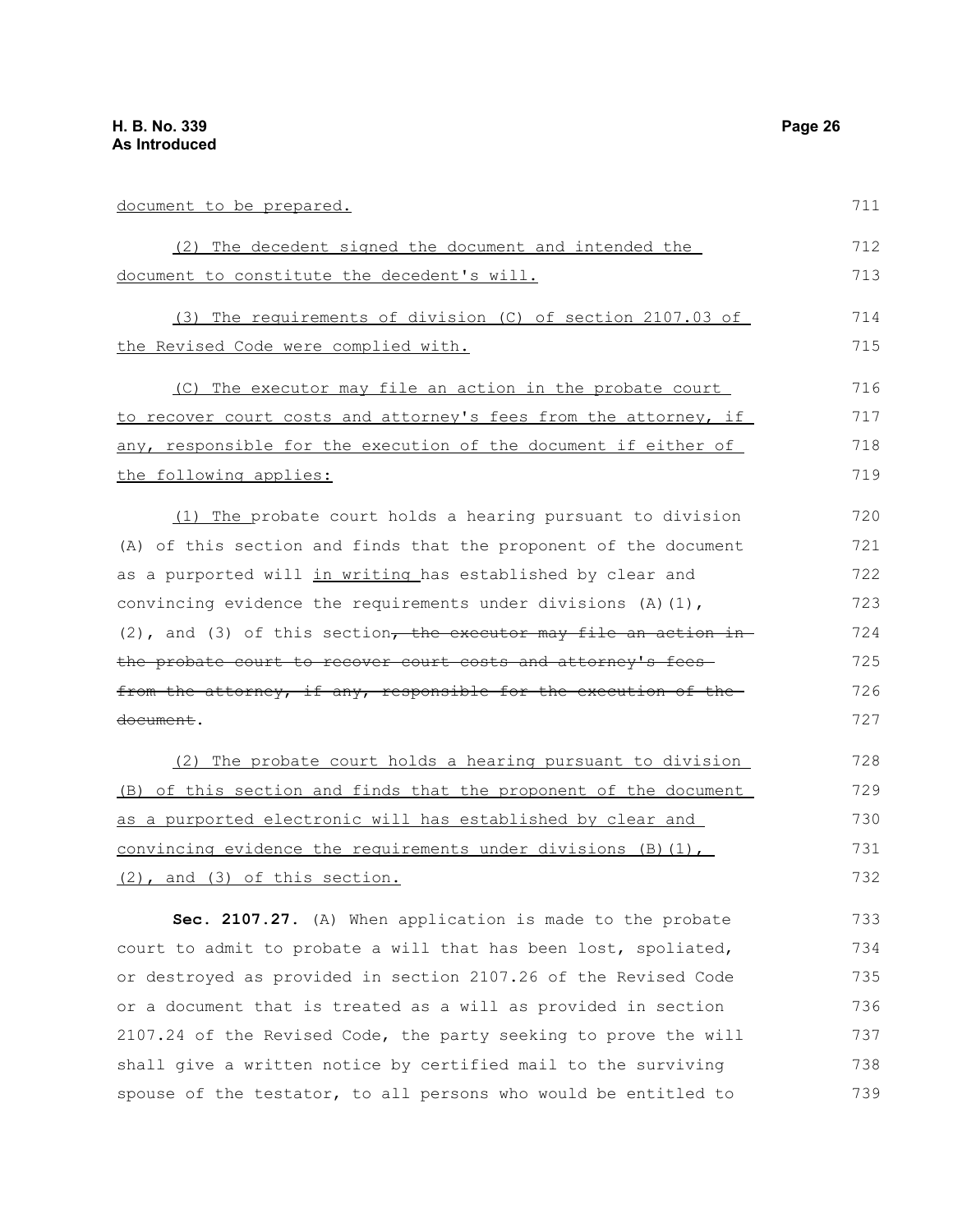document to be prepared.

(2) The decedent signed the document and intended the document to constitute the decedent's will.

(3) The requirements of division (C) of section 2107.03 of the Revised Code were complied with.

(C) The executor may file an action in the probate court to recover court costs and attorney's fees from the attorney, if any, responsible for the execution of the document if either of the following applies:

(1) The probate court holds a hearing pursuant to division (A) of this section and finds that the proponent of the document as a purported will in writing has established by clear and convincing evidence the requirements under divisions (A)(1), (2), and (3) of this section~~, the executor may file an action in the probate court to recover court costs and attorney's fees from the attorney, if any, responsible for the execution of the document~~.

(2) The probate court holds a hearing pursuant to division (B) of this section and finds that the proponent of the document as a purported electronic will has established by clear and convincing evidence the requirements under divisions (B)(1), (2), and (3) of this section.

**Sec. 2107.27.** (A) When application is made to the probate court to admit to probate a will that has been lost, spoliated, or destroyed as provided in section 2107.26 of the Revised Code or a document that is treated as a will as provided in section 2107.24 of the Revised Code, the party seeking to prove the will shall give a written notice by certified mail to the surviving spouse of the testator, to all persons who would be entitled to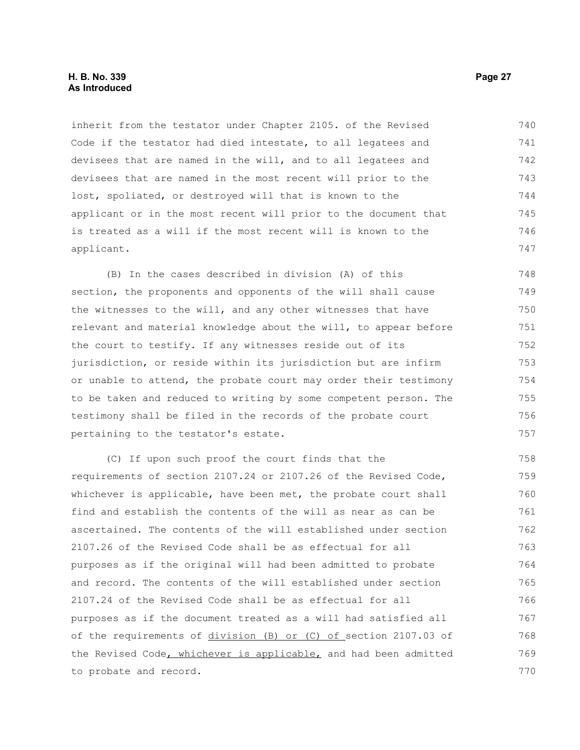inherit from the testator under Chapter 2105. of the Revised Code if the testator had died intestate, to all legatees and devisees that are named in the will, and to all legatees and devisees that are named in the most recent will prior to the lost, spoliated, or destroyed will that is known to the applicant or in the most recent will prior to the document that is treated as a will if the most recent will is known to the applicant.

(B) In the cases described in division (A) of this section, the proponents and opponents of the will shall cause the witnesses to the will, and any other witnesses that have relevant and material knowledge about the will, to appear before the court to testify. If any witnesses reside out of its jurisdiction, or reside within its jurisdiction but are infirm or unable to attend, the probate court may order their testimony to be taken and reduced to writing by some competent person. The testimony shall be filed in the records of the probate court pertaining to the testator's estate.

(C) If upon such proof the court finds that the requirements of section 2107.24 or 2107.26 of the Revised Code, whichever is applicable, have been met, the probate court shall find and establish the contents of the will as near as can be ascertained. The contents of the will established under section 2107.26 of the Revised Code shall be as effectual for all purposes as if the original will had been admitted to probate and record. The contents of the will established under section 2107.24 of the Revised Code shall be as effectual for all purposes as if the document treated as a will had satisfied all of the requirements of division (B) or (C) of section 2107.03 of the Revised Code, whichever is applicable, and had been admitted to probate and record.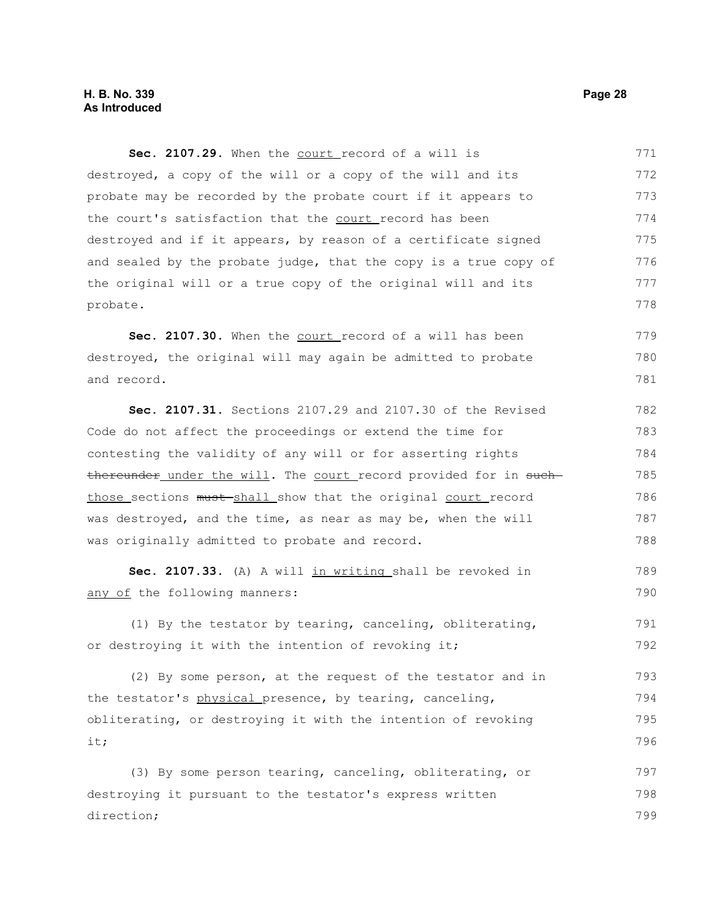**Sec. 2107.29.** When the court record of a will is destroyed, a copy of the will or a copy of the will and its probate may be recorded by the probate court if it appears to the court's satisfaction that the court record has been destroyed and if it appears, by reason of a certificate signed and sealed by the probate judge, that the copy is a true copy of the original will or a true copy of the original will and its probate.

**Sec. 2107.30.** When the court record of a will has been destroyed, the original will may again be admitted to probate and record.

**Sec. 2107.31.** Sections 2107.29 and 2107.30 of the Revised Code do not affect the proceedings or extend the time for contesting the validity of any will or for asserting rights ~~thereunder~~ under the will. The court record provided for in ~~such~~ those sections ~~must~~ shall show that the original court record was destroyed, and the time, as near as may be, when the will was originally admitted to probate and record.

**Sec. 2107.33.** (A) A will in writing shall be revoked in any of the following manners:

(1) By the testator by tearing, canceling, obliterating, or destroying it with the intention of revoking it;

(2) By some person, at the request of the testator and in the testator's physical presence, by tearing, canceling, obliterating, or destroying it with the intention of revoking it;

(3) By some person tearing, canceling, obliterating, or destroying it pursuant to the testator's express written direction;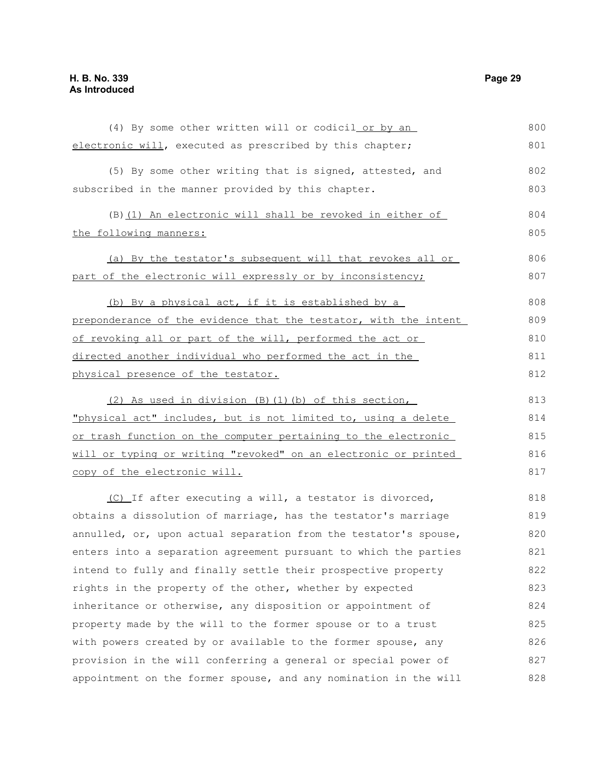(4) By some other written will or codicil or by an electronic will, executed as prescribed by this chapter;

(5) By some other writing that is signed, attested, and subscribed in the manner provided by this chapter.

(B)(1) An electronic will shall be revoked in either of the following manners:

(a) By the testator's subsequent will that revokes all or part of the electronic will expressly or by inconsistency;

(b) By a physical act, if it is established by a preponderance of the evidence that the testator, with the intent of revoking all or part of the will, performed the act or directed another individual who performed the act in the physical presence of the testator.

(2) As used in division (B)(1)(b) of this section, "physical act" includes, but is not limited to, using a delete or trash function on the computer pertaining to the electronic will or typing or writing "revoked" on an electronic or printed copy of the electronic will.

(C) If after executing a will, a testator is divorced, obtains a dissolution of marriage, has the testator's marriage annulled, or, upon actual separation from the testator's spouse, enters into a separation agreement pursuant to which the parties intend to fully and finally settle their prospective property rights in the property of the other, whether by expected inheritance or otherwise, any disposition or appointment of property made by the will to the former spouse or to a trust with powers created by or available to the former spouse, any provision in the will conferring a general or special power of appointment on the former spouse, and any nomination in the will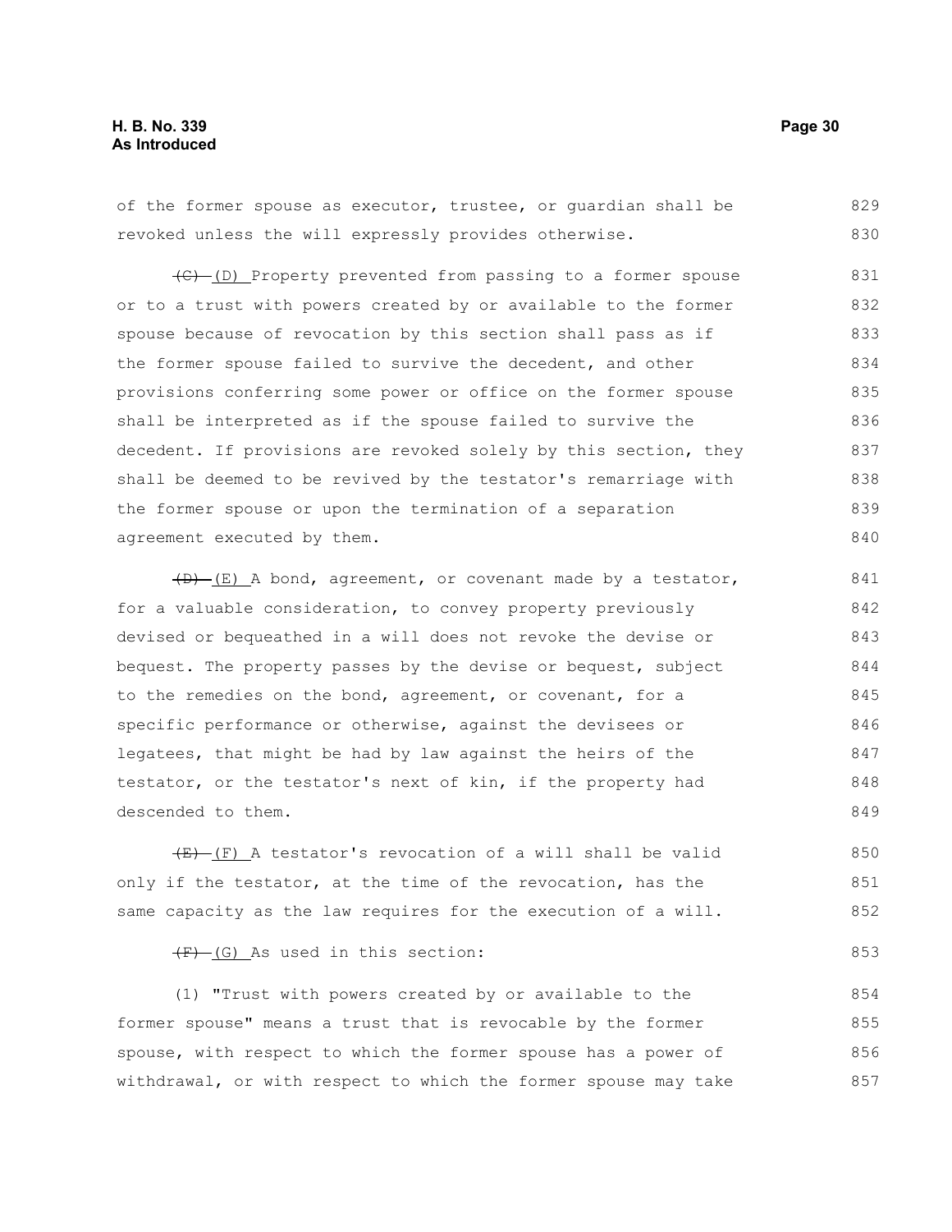of the former spouse as executor, trustee, or guardian shall be revoked unless the will expressly provides otherwise.

~~(C)~~ (D) Property prevented from passing to a former spouse or to a trust with powers created by or available to the former spouse because of revocation by this section shall pass as if the former spouse failed to survive the decedent, and other provisions conferring some power or office on the former spouse shall be interpreted as if the spouse failed to survive the decedent. If provisions are revoked solely by this section, they shall be deemed to be revived by the testator's remarriage with the former spouse or upon the termination of a separation agreement executed by them.

~~(D)~~ (E) A bond, agreement, or covenant made by a testator, for a valuable consideration, to convey property previously devised or bequeathed in a will does not revoke the devise or bequest. The property passes by the devise or bequest, subject to the remedies on the bond, agreement, or covenant, for a specific performance or otherwise, against the devisees or legatees, that might be had by law against the heirs of the testator, or the testator's next of kin, if the property had descended to them.

~~(E)~~ (F) A testator's revocation of a will shall be valid only if the testator, at the time of the revocation, has the same capacity as the law requires for the execution of a will.

~~(F)~~ (G) As used in this section:

(1) "Trust with powers created by or available to the former spouse" means a trust that is revocable by the former spouse, with respect to which the former spouse has a power of withdrawal, or with respect to which the former spouse may take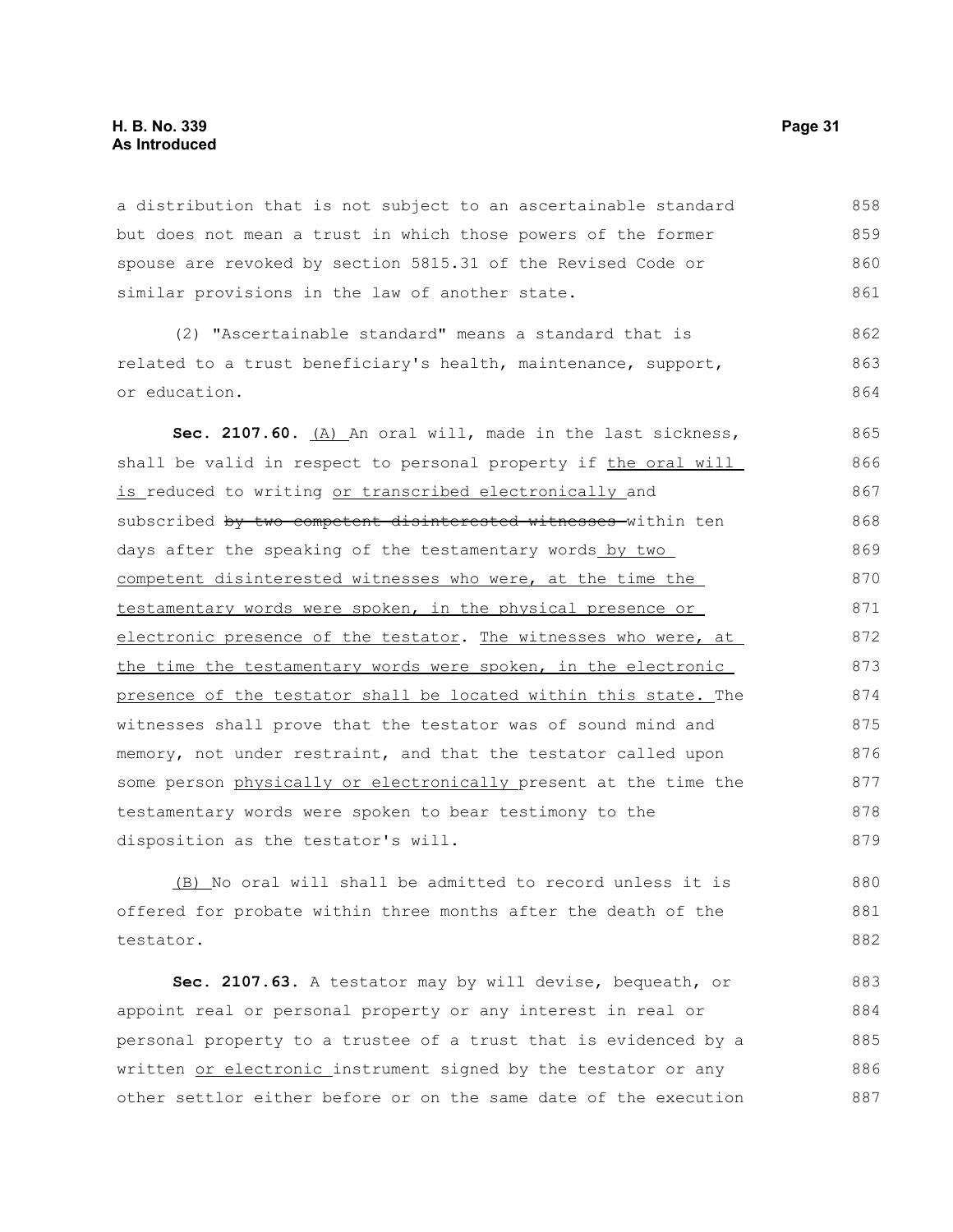a distribution that is not subject to an ascertainable standard but does not mean a trust in which those powers of the former spouse are revoked by section 5815.31 of the Revised Code or similar provisions in the law of another state.

(2) "Ascertainable standard" means a standard that is related to a trust beneficiary's health, maintenance, support, or education.

**Sec. 2107.60.** (A) An oral will, made in the last sickness, shall be valid in respect to personal property if the oral will is reduced to writing or transcribed electronically and subscribed by two competent disinterested witnesses within ten days after the speaking of the testamentary words by two competent disinterested witnesses who were, at the time the testamentary words were spoken, in the physical presence or electronic presence of the testator. The witnesses who were, at the time the testamentary words were spoken, in the electronic presence of the testator shall be located within this state. The witnesses shall prove that the testator was of sound mind and memory, not under restraint, and that the testator called upon some person physically or electronically present at the time the testamentary words were spoken to bear testimony to the disposition as the testator's will.

(B) No oral will shall be admitted to record unless it is offered for probate within three months after the death of the testator.

**Sec. 2107.63.** A testator may by will devise, bequeath, or appoint real or personal property or any interest in real or personal property to a trustee of a trust that is evidenced by a written or electronic instrument signed by the testator or any other settlor either before or on the same date of the execution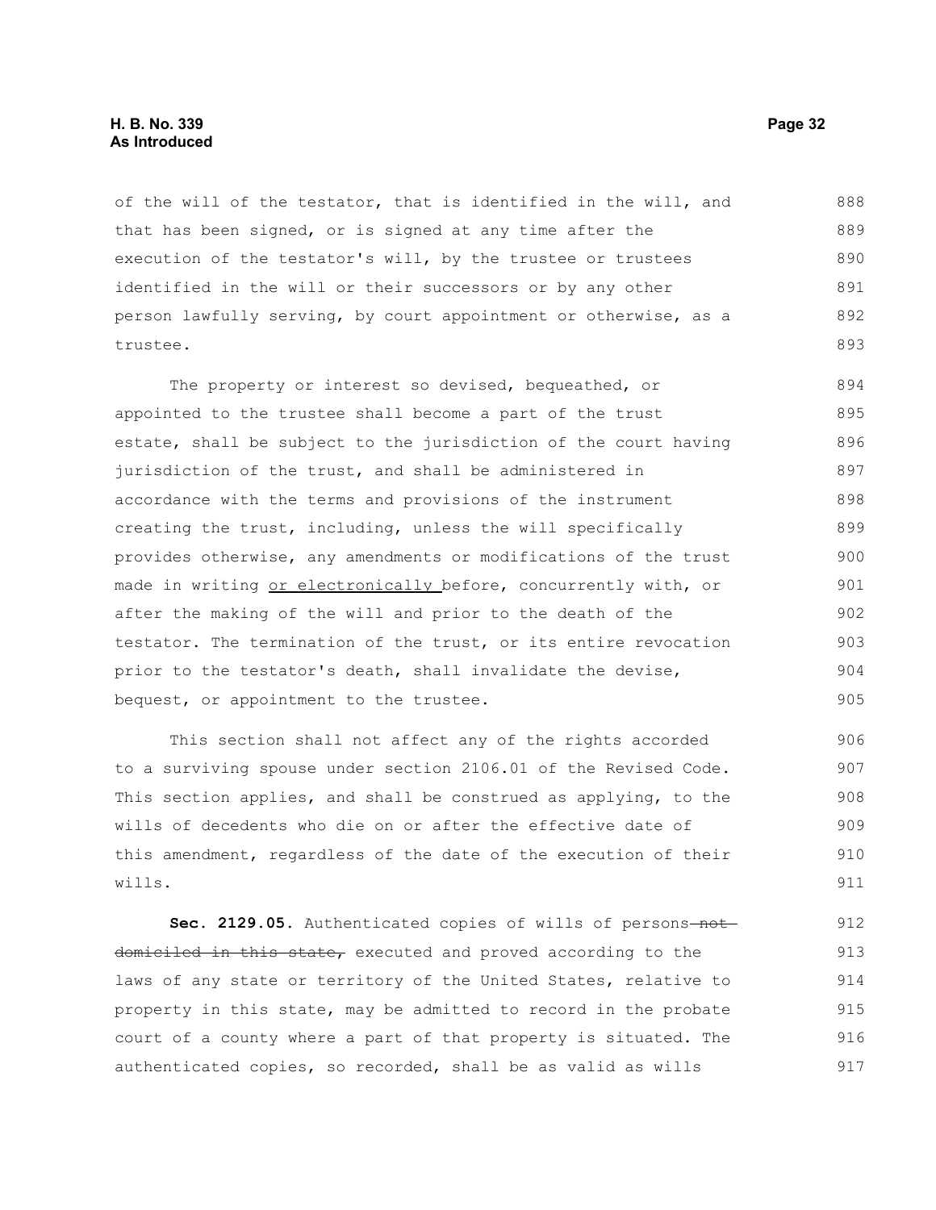of the will of the testator, that is identified in the will, and that has been signed, or is signed at any time after the execution of the testator's will, by the trustee or trustees identified in the will or their successors or by any other person lawfully serving, by court appointment or otherwise, as a trustee.

The property or interest so devised, bequeathed, or appointed to the trustee shall become a part of the trust estate, shall be subject to the jurisdiction of the court having jurisdiction of the trust, and shall be administered in accordance with the terms and provisions of the instrument creating the trust, including, unless the will specifically provides otherwise, any amendments or modifications of the trust made in writing <u>or electronically</u> before, concurrently with, or after the making of the will and prior to the death of the testator. The termination of the trust, or its entire revocation prior to the testator's death, shall invalidate the devise, bequest, or appointment to the trustee.

This section shall not affect any of the rights accorded to a surviving spouse under section 2106.01 of the Revised Code. This section applies, and shall be construed as applying, to the wills of decedents who die on or after the effective date of this amendment, regardless of the date of the execution of their wills.

**Sec. 2129.05.** Authenticated copies of wills of persons ~~not domiciled in this state,~~ executed and proved according to the laws of any state or territory of the United States, relative to property in this state, may be admitted to record in the probate court of a county where a part of that property is situated. The authenticated copies, so recorded, shall be as valid as wills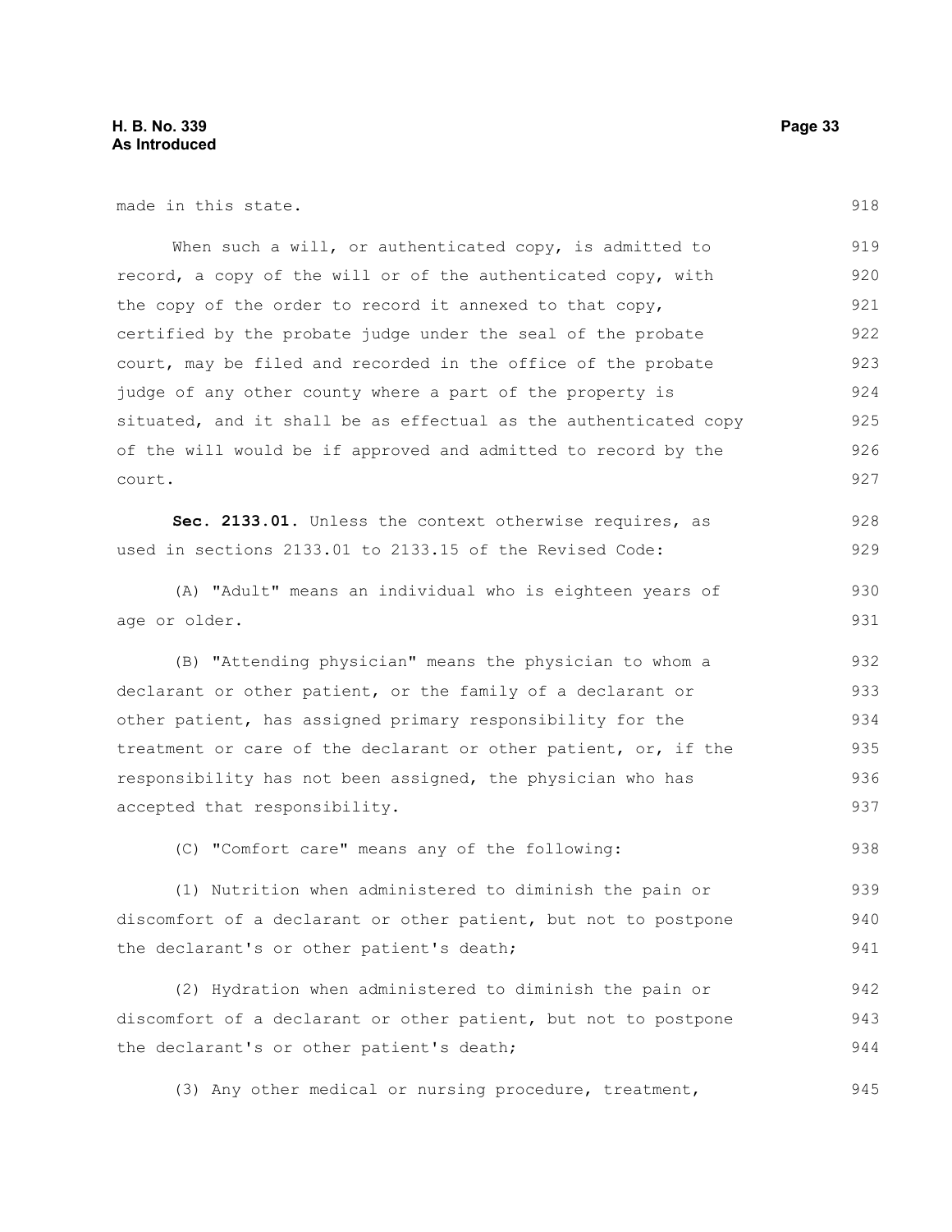made in this state.

When such a will, or authenticated copy, is admitted to record, a copy of the will or of the authenticated copy, with the copy of the order to record it annexed to that copy, certified by the probate judge under the seal of the probate court, may be filed and recorded in the office of the probate judge of any other county where a part of the property is situated, and it shall be as effectual as the authenticated copy of the will would be if approved and admitted to record by the court.

**Sec. 2133.01.** Unless the context otherwise requires, as used in sections 2133.01 to 2133.15 of the Revised Code:

(A) "Adult" means an individual who is eighteen years of age or older.

(B) "Attending physician" means the physician to whom a declarant or other patient, or the family of a declarant or other patient, has assigned primary responsibility for the treatment or care of the declarant or other patient, or, if the responsibility has not been assigned, the physician who has accepted that responsibility.

(C) "Comfort care" means any of the following:

(1) Nutrition when administered to diminish the pain or discomfort of a declarant or other patient, but not to postpone the declarant's or other patient's death;

(2) Hydration when administered to diminish the pain or discomfort of a declarant or other patient, but not to postpone the declarant's or other patient's death;

(3) Any other medical or nursing procedure, treatment,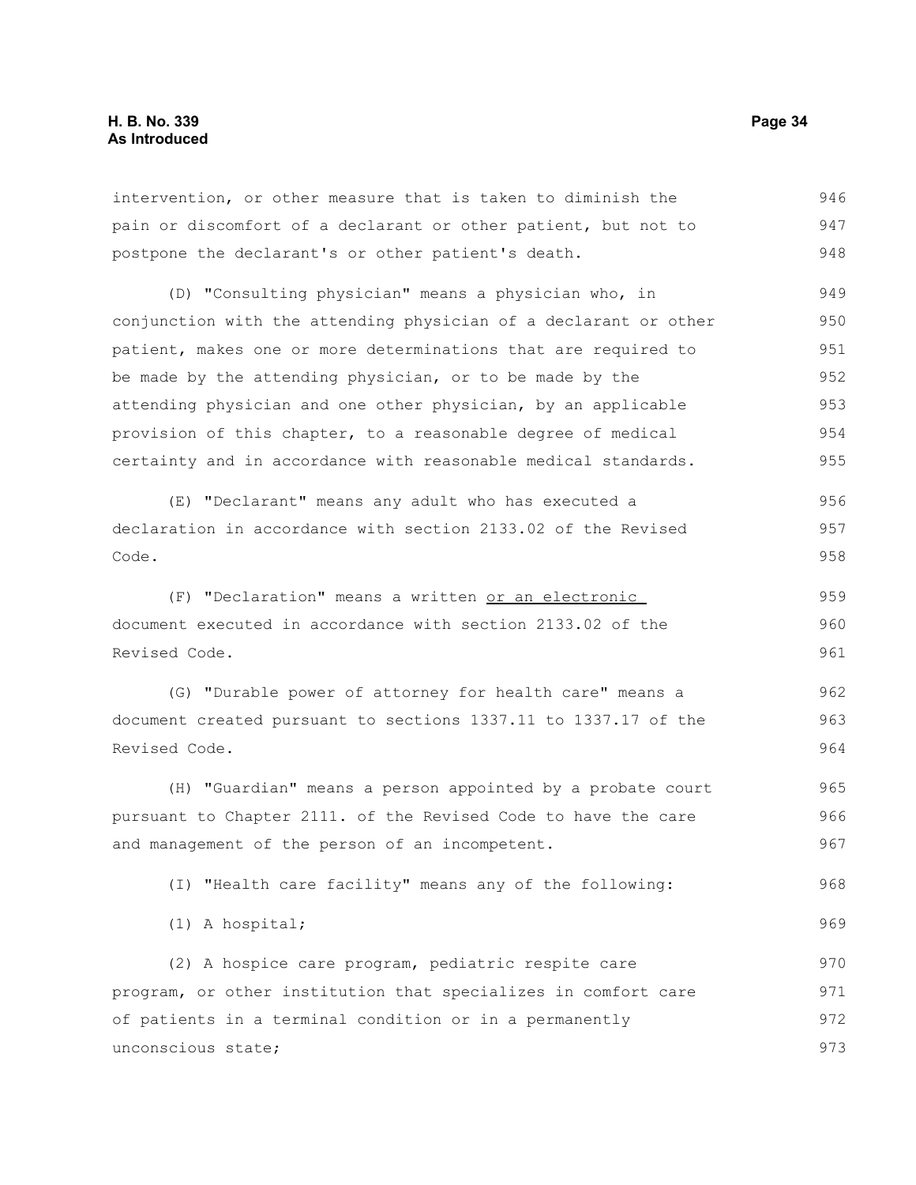intervention, or other measure that is taken to diminish the pain or discomfort of a declarant or other patient, but not to postpone the declarant's or other patient's death.

(D) "Consulting physician" means a physician who, in conjunction with the attending physician of a declarant or other patient, makes one or more determinations that are required to be made by the attending physician, or to be made by the attending physician and one other physician, by an applicable provision of this chapter, to a reasonable degree of medical certainty and in accordance with reasonable medical standards.

(E) "Declarant" means any adult who has executed a declaration in accordance with section 2133.02 of the Revised Code.

(F) "Declaration" means a written <u>or an electronic</u> document executed in accordance with section 2133.02 of the Revised Code.

(G) "Durable power of attorney for health care" means a document created pursuant to sections 1337.11 to 1337.17 of the Revised Code.

(H) "Guardian" means a person appointed by a probate court pursuant to Chapter 2111. of the Revised Code to have the care and management of the person of an incompetent.

(I) "Health care facility" means any of the following:

(1) A hospital;

(2) A hospice care program, pediatric respite care program, or other institution that specializes in comfort care of patients in a terminal condition or in a permanently unconscious state;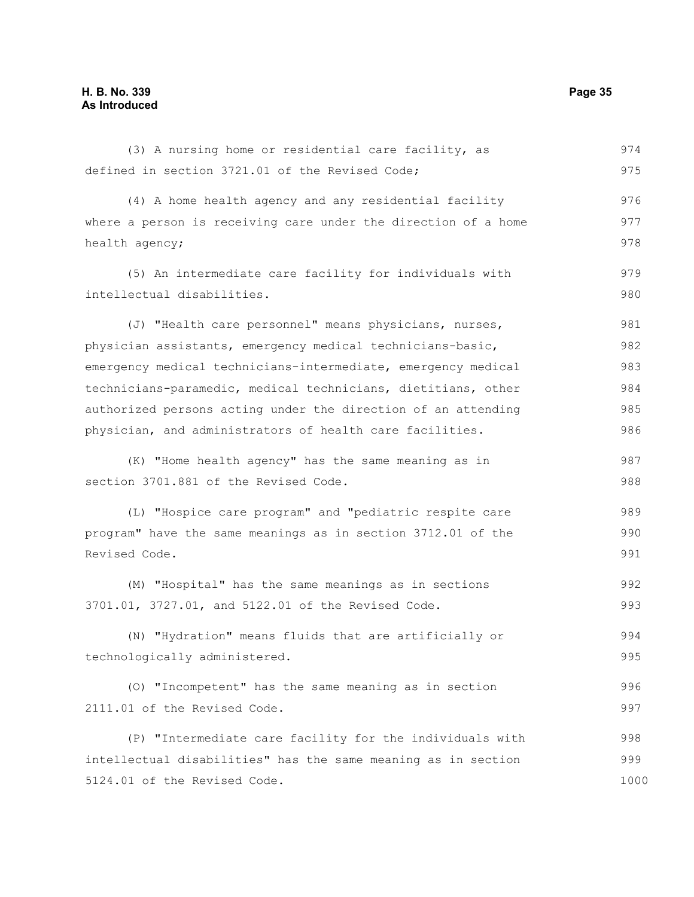(3) A nursing home or residential care facility, as defined in section 3721.01 of the Revised Code;

(4) A home health agency and any residential facility where a person is receiving care under the direction of a home health agency;

(5) An intermediate care facility for individuals with intellectual disabilities.

(J) "Health care personnel" means physicians, nurses, physician assistants, emergency medical technicians-basic, emergency medical technicians-intermediate, emergency medical technicians-paramedic, medical technicians, dietitians, other authorized persons acting under the direction of an attending physician, and administrators of health care facilities.

(K) "Home health agency" has the same meaning as in section 3701.881 of the Revised Code.

(L) "Hospice care program" and "pediatric respite care program" have the same meanings as in section 3712.01 of the Revised Code.

(M) "Hospital" has the same meanings as in sections 3701.01, 3727.01, and 5122.01 of the Revised Code.

(N) "Hydration" means fluids that are artificially or technologically administered.

(O) "Incompetent" has the same meaning as in section 2111.01 of the Revised Code.

(P) "Intermediate care facility for the individuals with intellectual disabilities" has the same meaning as in section 5124.01 of the Revised Code.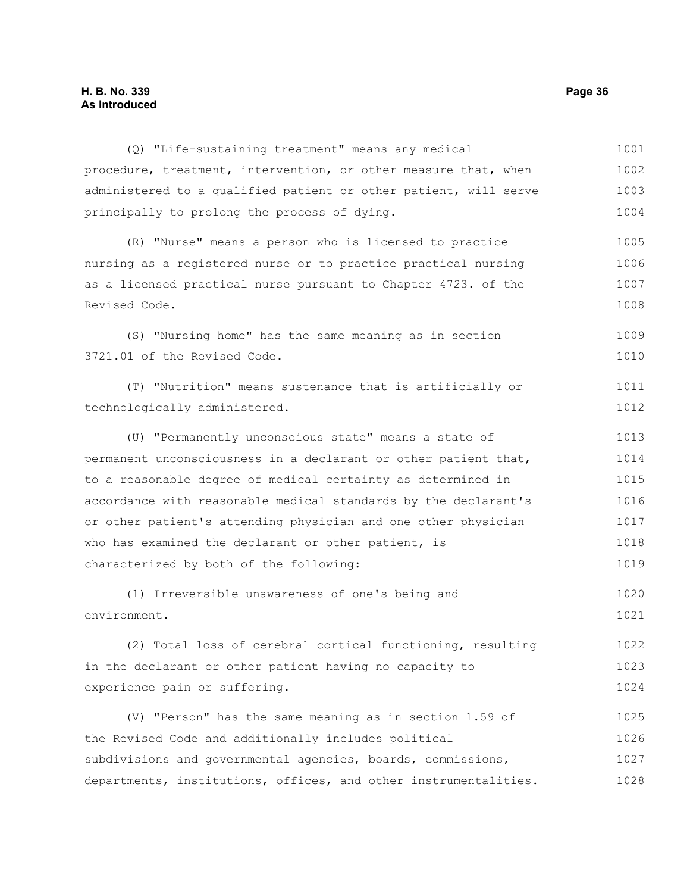(Q) "Life-sustaining treatment" means any medical procedure, treatment, intervention, or other measure that, when administered to a qualified patient or other patient, will serve principally to prolong the process of dying.

(R) "Nurse" means a person who is licensed to practice nursing as a registered nurse or to practice practical nursing as a licensed practical nurse pursuant to Chapter 4723. of the Revised Code.

(S) "Nursing home" has the same meaning as in section 3721.01 of the Revised Code.

(T) "Nutrition" means sustenance that is artificially or technologically administered.

(U) "Permanently unconscious state" means a state of permanent unconsciousness in a declarant or other patient that, to a reasonable degree of medical certainty as determined in accordance with reasonable medical standards by the declarant's or other patient's attending physician and one other physician who has examined the declarant or other patient, is characterized by both of the following:

(1) Irreversible unawareness of one's being and environment.

(2) Total loss of cerebral cortical functioning, resulting in the declarant or other patient having no capacity to experience pain or suffering.

(V) "Person" has the same meaning as in section 1.59 of the Revised Code and additionally includes political subdivisions and governmental agencies, boards, commissions, departments, institutions, offices, and other instrumentalities.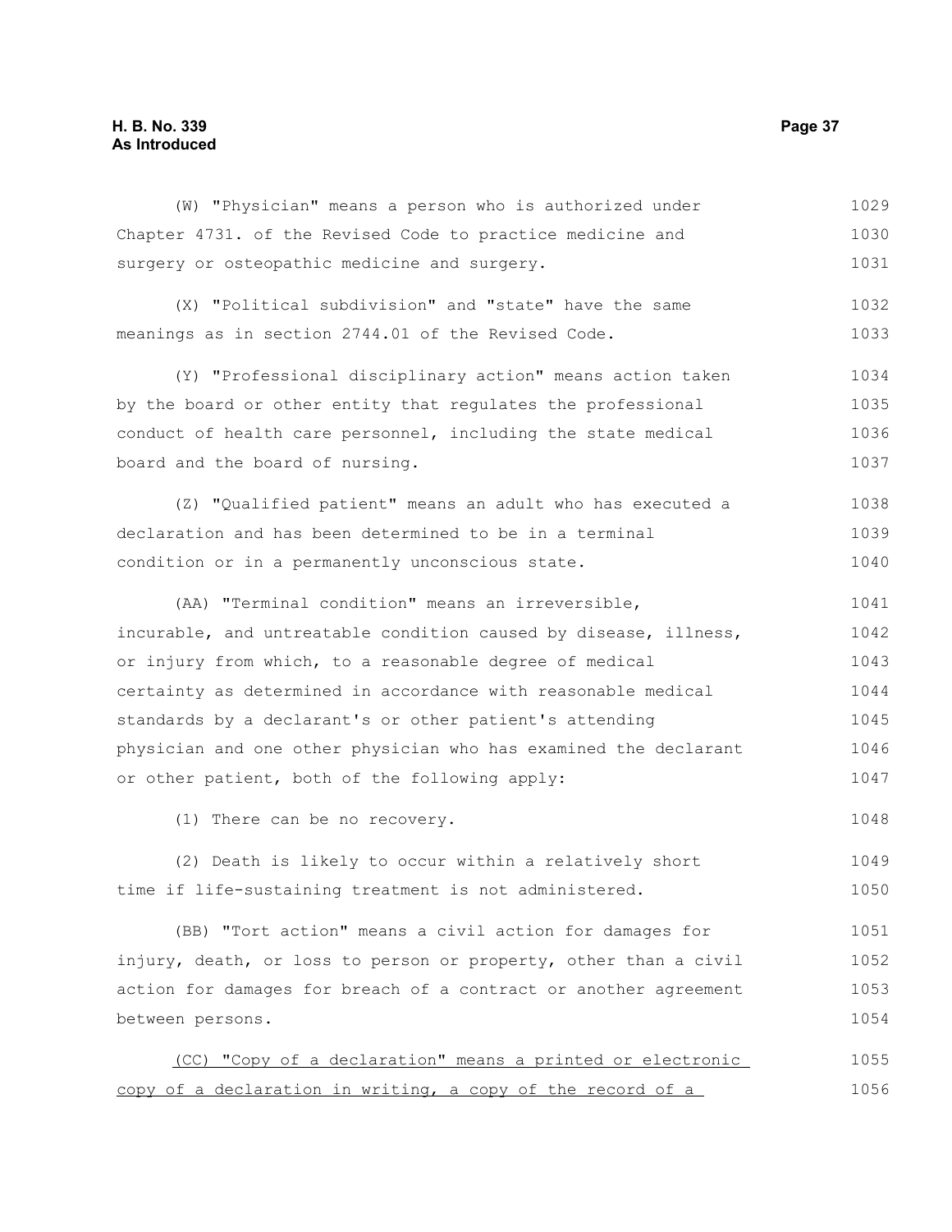(W) "Physician" means a person who is authorized under Chapter 4731. of the Revised Code to practice medicine and surgery or osteopathic medicine and surgery.

(X) "Political subdivision" and "state" have the same meanings as in section 2744.01 of the Revised Code.

(Y) "Professional disciplinary action" means action taken by the board or other entity that regulates the professional conduct of health care personnel, including the state medical board and the board of nursing.

(Z) "Qualified patient" means an adult who has executed a declaration and has been determined to be in a terminal condition or in a permanently unconscious state.

(AA) "Terminal condition" means an irreversible, incurable, and untreatable condition caused by disease, illness, or injury from which, to a reasonable degree of medical certainty as determined in accordance with reasonable medical standards by a declarant's or other patient's attending physician and one other physician who has examined the declarant or other patient, both of the following apply:

(1) There can be no recovery.

(2) Death is likely to occur within a relatively short time if life-sustaining treatment is not administered.

(BB) "Tort action" means a civil action for damages for injury, death, or loss to person or property, other than a civil action for damages for breach of a contract or another agreement between persons.

<u>(CC) "Copy of a declaration" means a printed or electronic copy of a declaration in writing, a copy of the record of a</u>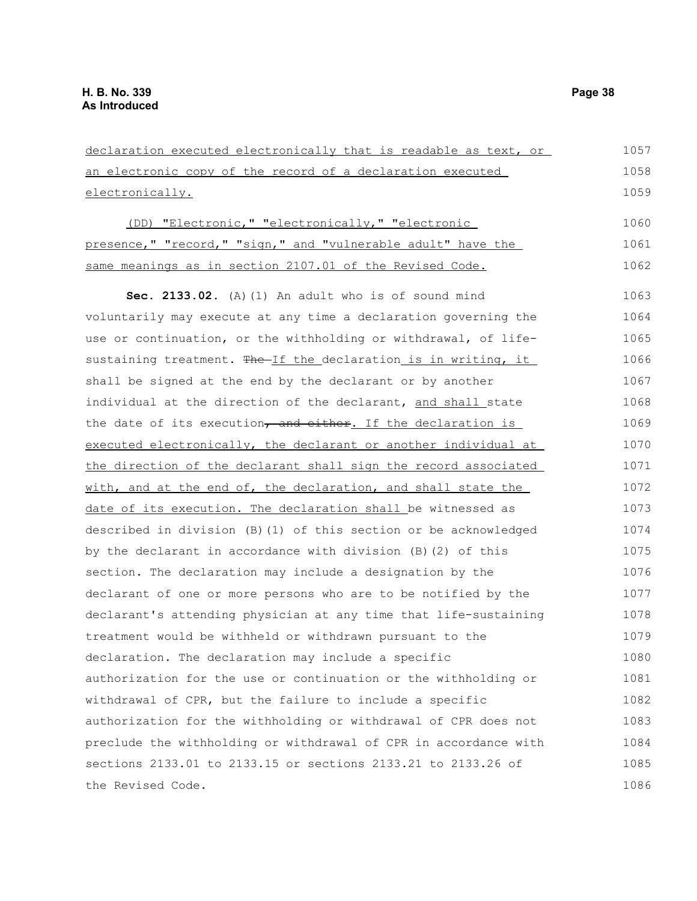declaration executed electronically that is readable as text, or an electronic copy of the record of a declaration executed electronically.

(DD) "Electronic," "electronically," "electronic presence," "record," "sign," and "vulnerable adult" have the same meanings as in section 2107.01 of the Revised Code.

**Sec. 2133.02.** (A)(1) An adult who is of sound mind voluntarily may execute at any time a declaration governing the use or continuation, or the withholding or withdrawal, of life-sustaining treatment. ~~The~~ If the declaration is in writing, it shall be signed at the end by the declarant or by another individual at the direction of the declarant, and shall state the date of its execution~~, and either~~. If the declaration is executed electronically, the declarant or another individual at the direction of the declarant shall sign the record associated with, and at the end of, the declaration, and shall state the date of its execution. The declaration shall be witnessed as described in division (B)(1) of this section or be acknowledged by the declarant in accordance with division (B)(2) of this section. The declaration may include a designation by the declarant of one or more persons who are to be notified by the declarant's attending physician at any time that life-sustaining treatment would be withheld or withdrawn pursuant to the declaration. The declaration may include a specific authorization for the use or continuation or the withholding or withdrawal of CPR, but the failure to include a specific authorization for the withholding or withdrawal of CPR does not preclude the withholding or withdrawal of CPR in accordance with sections 2133.01 to 2133.15 or sections 2133.21 to 2133.26 of the Revised Code.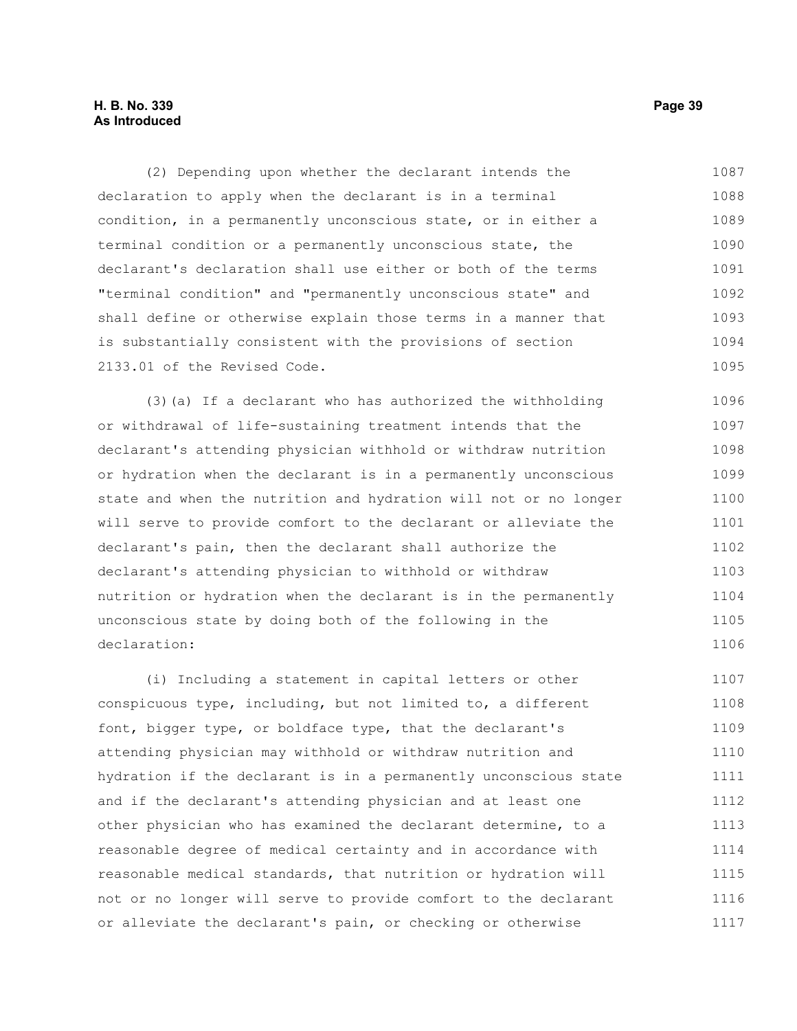(2) Depending upon whether the declarant intends the declaration to apply when the declarant is in a terminal condition, in a permanently unconscious state, or in either a terminal condition or a permanently unconscious state, the declarant's declaration shall use either or both of the terms "terminal condition" and "permanently unconscious state" and shall define or otherwise explain those terms in a manner that is substantially consistent with the provisions of section 2133.01 of the Revised Code.

(3)(a) If a declarant who has authorized the withholding or withdrawal of life-sustaining treatment intends that the declarant's attending physician withhold or withdraw nutrition or hydration when the declarant is in a permanently unconscious state and when the nutrition and hydration will not or no longer will serve to provide comfort to the declarant or alleviate the declarant's pain, then the declarant shall authorize the declarant's attending physician to withhold or withdraw nutrition or hydration when the declarant is in the permanently unconscious state by doing both of the following in the declaration:

(i) Including a statement in capital letters or other conspicuous type, including, but not limited to, a different font, bigger type, or boldface type, that the declarant's attending physician may withhold or withdraw nutrition and hydration if the declarant is in a permanently unconscious state and if the declarant's attending physician and at least one other physician who has examined the declarant determine, to a reasonable degree of medical certainty and in accordance with reasonable medical standards, that nutrition or hydration will not or no longer will serve to provide comfort to the declarant or alleviate the declarant's pain, or checking or otherwise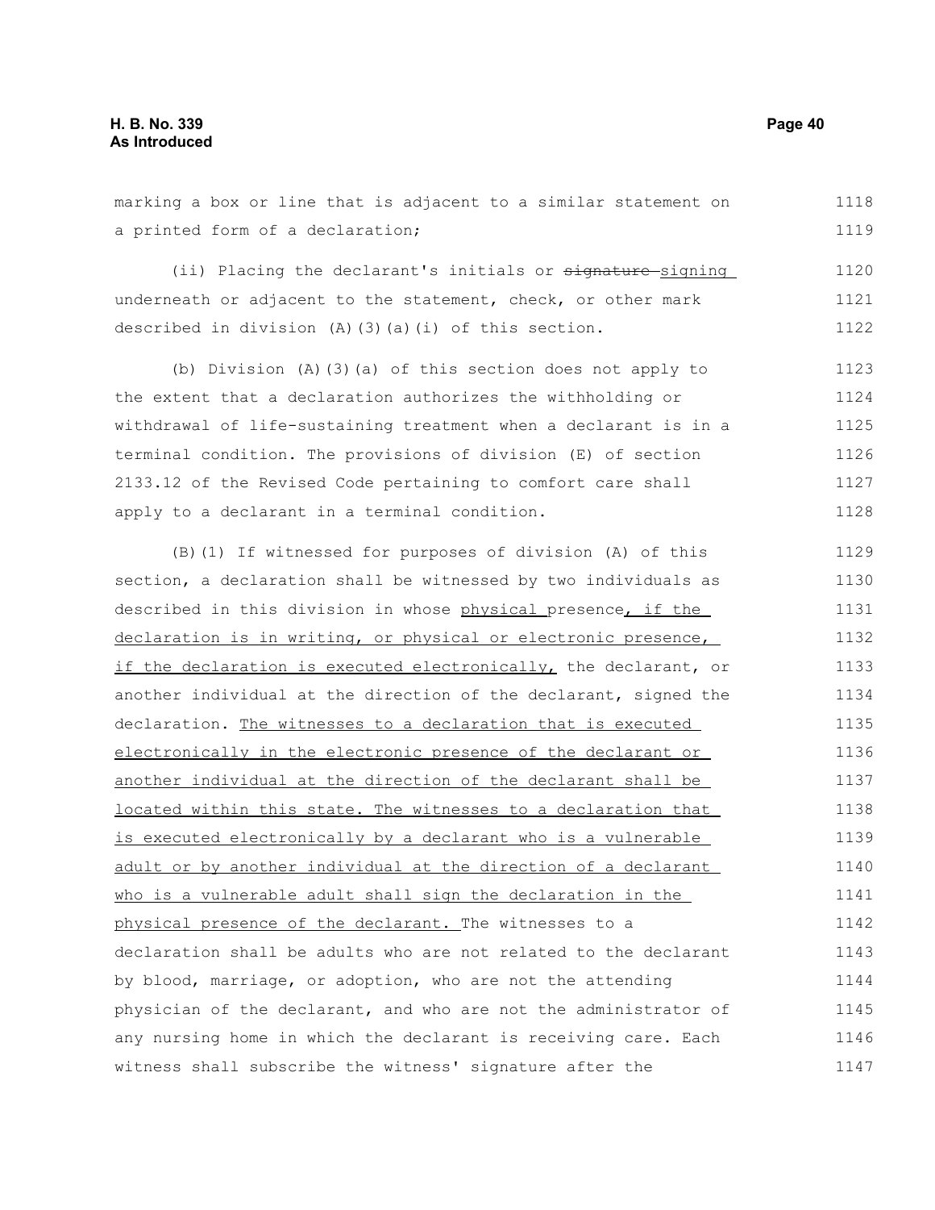marking a box or line that is adjacent to a similar statement on a printed form of a declaration;

(ii) Placing the declarant's initials or ~~signature~~ signing underneath or adjacent to the statement, check, or other mark described in division (A)(3)(a)(i) of this section.

(b) Division (A)(3)(a) of this section does not apply to the extent that a declaration authorizes the withholding or withdrawal of life-sustaining treatment when a declarant is in a terminal condition. The provisions of division (E) of section 2133.12 of the Revised Code pertaining to comfort care shall apply to a declarant in a terminal condition.

(B)(1) If witnessed for purposes of division (A) of this section, a declaration shall be witnessed by two individuals as described in this division in whose physical presence, if the declaration is in writing, or physical or electronic presence, if the declaration is executed electronically, the declarant, or another individual at the direction of the declarant, signed the declaration. The witnesses to a declaration that is executed electronically in the electronic presence of the declarant or another individual at the direction of the declarant shall be located within this state. The witnesses to a declaration that is executed electronically by a declarant who is a vulnerable adult or by another individual at the direction of a declarant who is a vulnerable adult shall sign the declaration in the physical presence of the declarant. The witnesses to a declaration shall be adults who are not related to the declarant by blood, marriage, or adoption, who are not the attending physician of the declarant, and who are not the administrator of any nursing home in which the declarant is receiving care. Each witness shall subscribe the witness' signature after the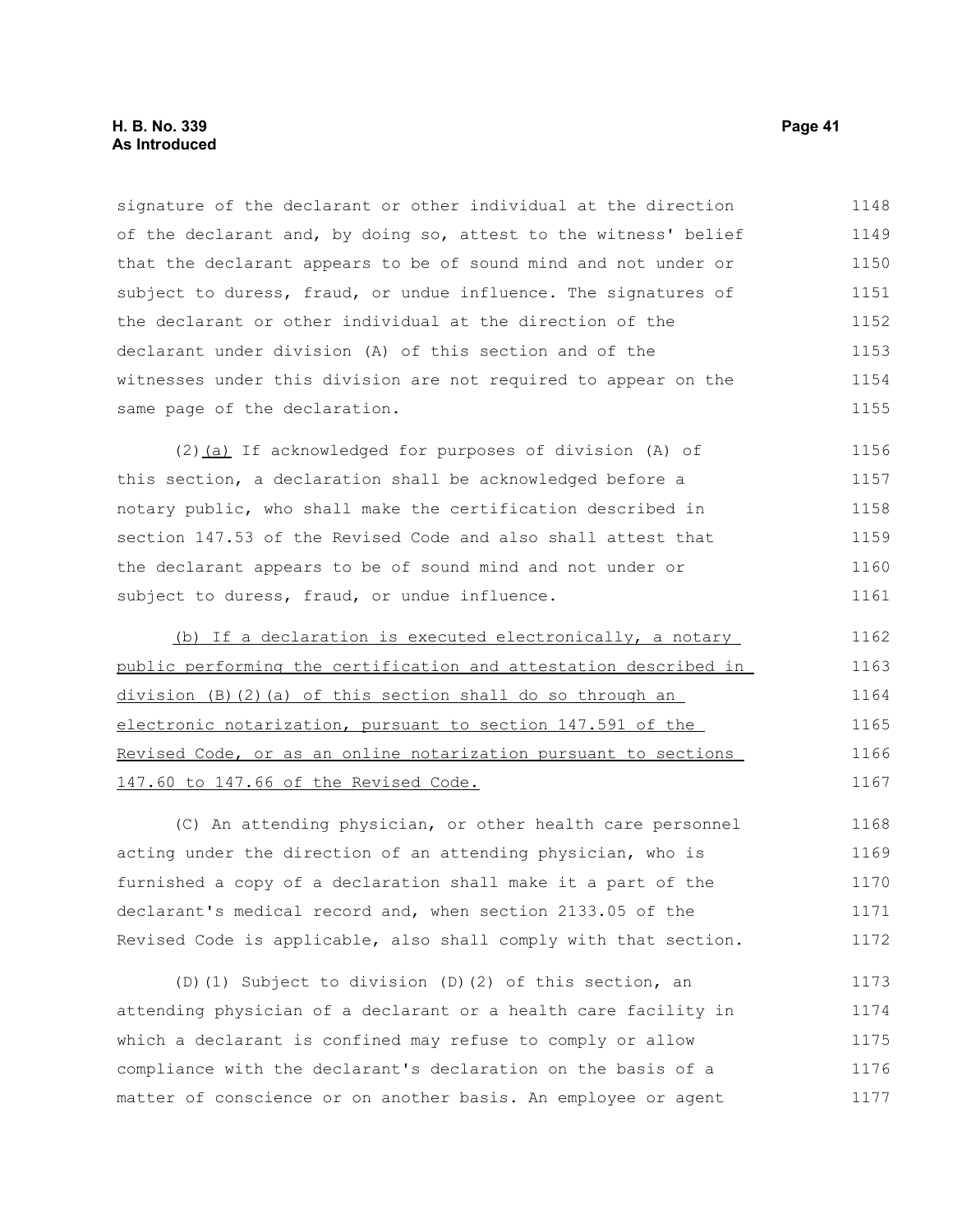signature of the declarant or other individual at the direction of the declarant and, by doing so, attest to the witness' belief that the declarant appears to be of sound mind and not under or subject to duress, fraud, or undue influence. The signatures of the declarant or other individual at the direction of the declarant under division (A) of this section and of the witnesses under this division are not required to appear on the same page of the declaration.

(2)(a) If acknowledged for purposes of division (A) of this section, a declaration shall be acknowledged before a notary public, who shall make the certification described in section 147.53 of the Revised Code and also shall attest that the declarant appears to be of sound mind and not under or subject to duress, fraud, or undue influence.

(b) If a declaration is executed electronically, a notary public performing the certification and attestation described in division (B)(2)(a) of this section shall do so through an electronic notarization, pursuant to section 147.591 of the Revised Code, or as an online notarization pursuant to sections 147.60 to 147.66 of the Revised Code.

(C) An attending physician, or other health care personnel acting under the direction of an attending physician, who is furnished a copy of a declaration shall make it a part of the declarant's medical record and, when section 2133.05 of the Revised Code is applicable, also shall comply with that section.

(D)(1) Subject to division (D)(2) of this section, an attending physician of a declarant or a health care facility in which a declarant is confined may refuse to comply or allow compliance with the declarant's declaration on the basis of a matter of conscience or on another basis. An employee or agent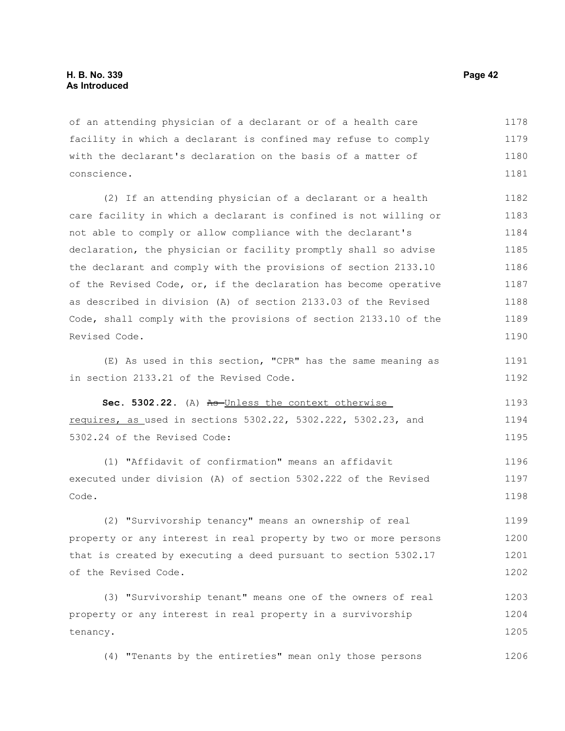of an attending physician of a declarant or of a health care facility in which a declarant is confined may refuse to comply with the declarant's declaration on the basis of a matter of conscience.

(2) If an attending physician of a declarant or a health care facility in which a declarant is confined is not willing or not able to comply or allow compliance with the declarant's declaration, the physician or facility promptly shall so advise the declarant and comply with the provisions of section 2133.10 of the Revised Code, or, if the declaration has become operative as described in division (A) of section 2133.03 of the Revised Code, shall comply with the provisions of section 2133.10 of the Revised Code.

(E) As used in this section, "CPR" has the same meaning as in section 2133.21 of the Revised Code.

**Sec. 5302.22.** (A) ~~As~~ Unless the context otherwise requires, as used in sections 5302.22, 5302.222, 5302.23, and 5302.24 of the Revised Code:

(1) "Affidavit of confirmation" means an affidavit executed under division (A) of section 5302.222 of the Revised Code.

(2) "Survivorship tenancy" means an ownership of real property or any interest in real property by two or more persons that is created by executing a deed pursuant to section 5302.17 of the Revised Code.

(3) "Survivorship tenant" means one of the owners of real property or any interest in real property in a survivorship tenancy.

(4) "Tenants by the entireties" mean only those persons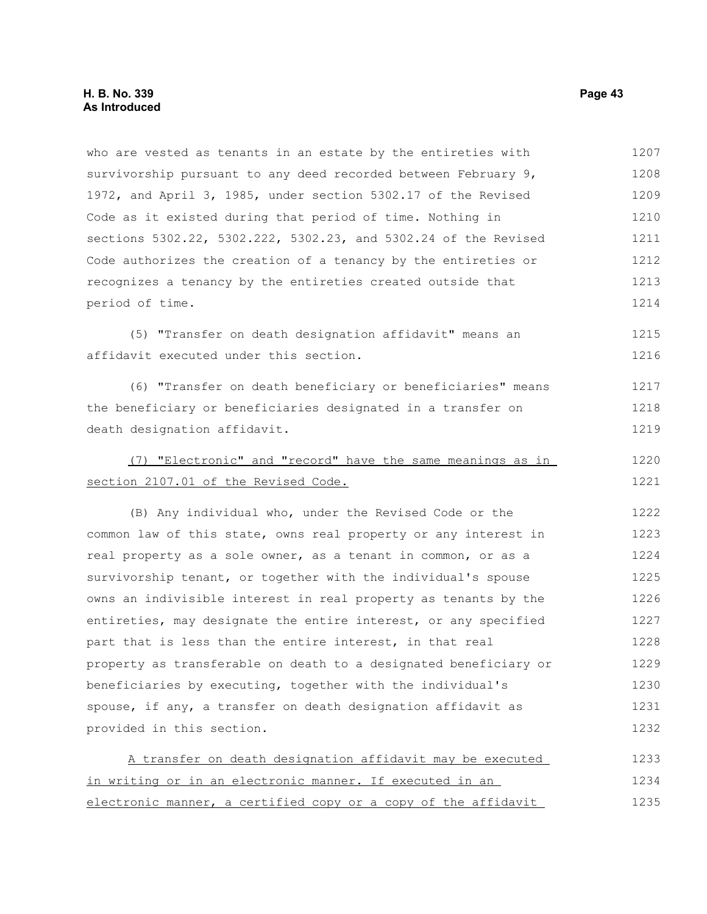who are vested as tenants in an estate by the entireties with survivorship pursuant to any deed recorded between February 9, 1972, and April 3, 1985, under section 5302.17 of the Revised Code as it existed during that period of time. Nothing in sections 5302.22, 5302.222, 5302.23, and 5302.24 of the Revised Code authorizes the creation of a tenancy by the entireties or recognizes a tenancy by the entireties created outside that period of time.

(5) "Transfer on death designation affidavit" means an affidavit executed under this section.

(6) "Transfer on death beneficiary or beneficiaries" means the beneficiary or beneficiaries designated in a transfer on death designation affidavit.

<u>(7) "Electronic" and "record" have the same meanings as in section 2107.01 of the Revised Code.</u>

(B) Any individual who, under the Revised Code or the common law of this state, owns real property or any interest in real property as a sole owner, as a tenant in common, or as a survivorship tenant, or together with the individual's spouse owns an indivisible interest in real property as tenants by the entireties, may designate the entire interest, or any specified part that is less than the entire interest, in that real property as transferable on death to a designated beneficiary or beneficiaries by executing, together with the individual's spouse, if any, a transfer on death designation affidavit as provided in this section.

<u>A transfer on death designation affidavit may be executed in writing or in an electronic manner. If executed in an electronic manner, a certified copy or a copy of the affidavit</u>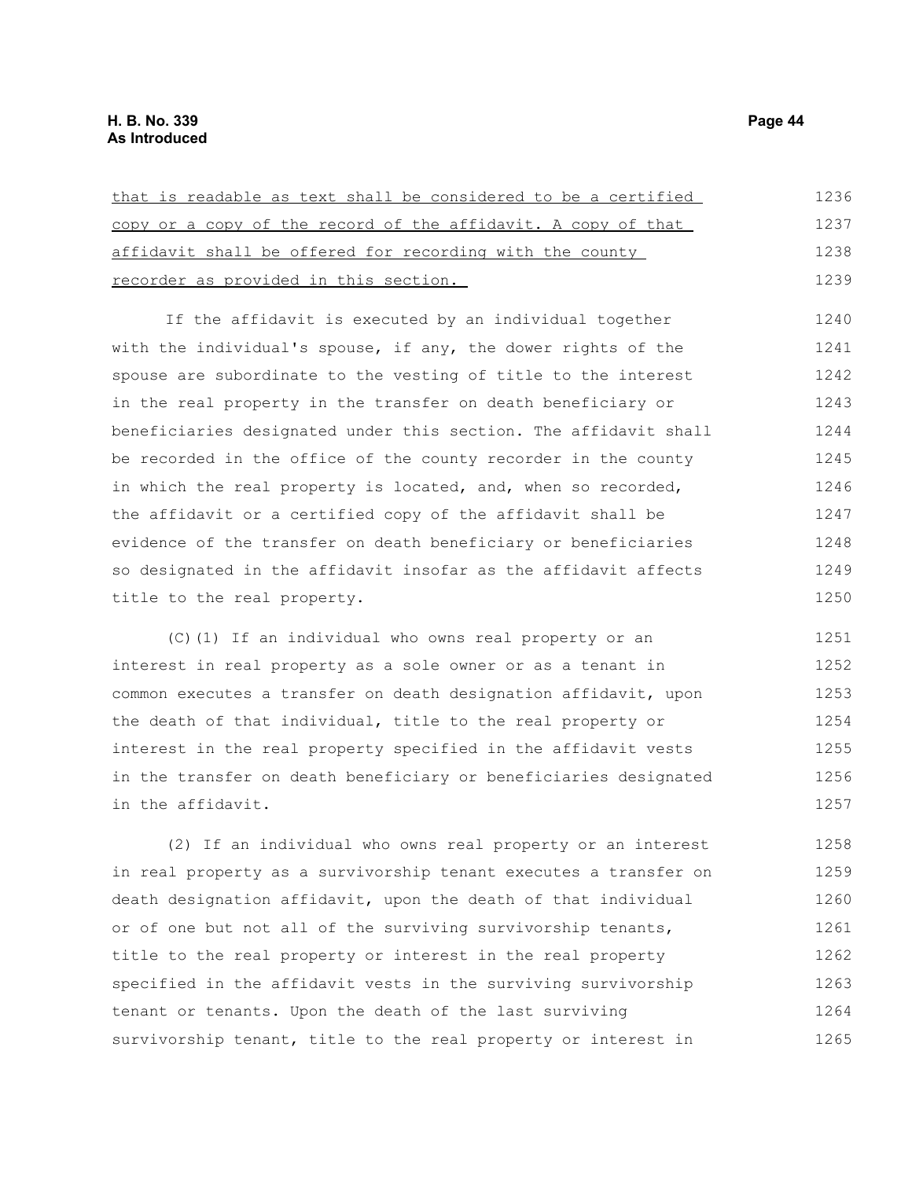that is readable as text shall be considered to be a certified copy or a copy of the record of the affidavit. A copy of that affidavit shall be offered for recording with the county recorder as provided in this section.

If the affidavit is executed by an individual together with the individual's spouse, if any, the dower rights of the spouse are subordinate to the vesting of title to the interest in the real property in the transfer on death beneficiary or beneficiaries designated under this section. The affidavit shall be recorded in the office of the county recorder in the county in which the real property is located, and, when so recorded, the affidavit or a certified copy of the affidavit shall be evidence of the transfer on death beneficiary or beneficiaries so designated in the affidavit insofar as the affidavit affects title to the real property.

(C)(1) If an individual who owns real property or an interest in real property as a sole owner or as a tenant in common executes a transfer on death designation affidavit, upon the death of that individual, title to the real property or interest in the real property specified in the affidavit vests in the transfer on death beneficiary or beneficiaries designated in the affidavit.

(2) If an individual who owns real property or an interest in real property as a survivorship tenant executes a transfer on death designation affidavit, upon the death of that individual or of one but not all of the surviving survivorship tenants, title to the real property or interest in the real property specified in the affidavit vests in the surviving survivorship tenant or tenants. Upon the death of the last surviving survivorship tenant, title to the real property or interest in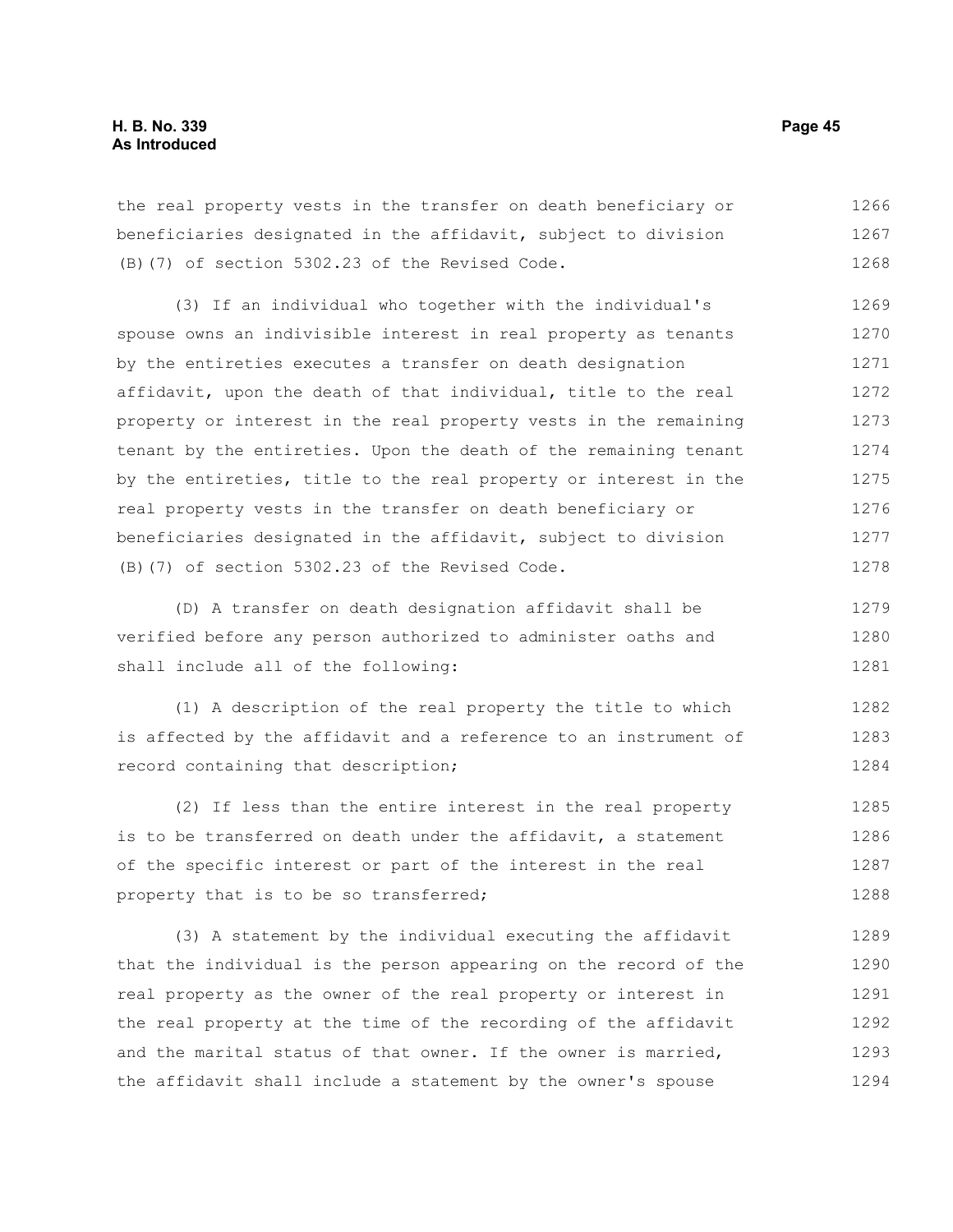the real property vests in the transfer on death beneficiary or beneficiaries designated in the affidavit, subject to division (B)(7) of section 5302.23 of the Revised Code.

(3) If an individual who together with the individual's spouse owns an indivisible interest in real property as tenants by the entireties executes a transfer on death designation affidavit, upon the death of that individual, title to the real property or interest in the real property vests in the remaining tenant by the entireties. Upon the death of the remaining tenant by the entireties, title to the real property or interest in the real property vests in the transfer on death beneficiary or beneficiaries designated in the affidavit, subject to division (B)(7) of section 5302.23 of the Revised Code.

(D) A transfer on death designation affidavit shall be verified before any person authorized to administer oaths and shall include all of the following:

(1) A description of the real property the title to which is affected by the affidavit and a reference to an instrument of record containing that description;

(2) If less than the entire interest in the real property is to be transferred on death under the affidavit, a statement of the specific interest or part of the interest in the real property that is to be so transferred;

(3) A statement by the individual executing the affidavit that the individual is the person appearing on the record of the real property as the owner of the real property or interest in the real property at the time of the recording of the affidavit and the marital status of that owner. If the owner is married, the affidavit shall include a statement by the owner's spouse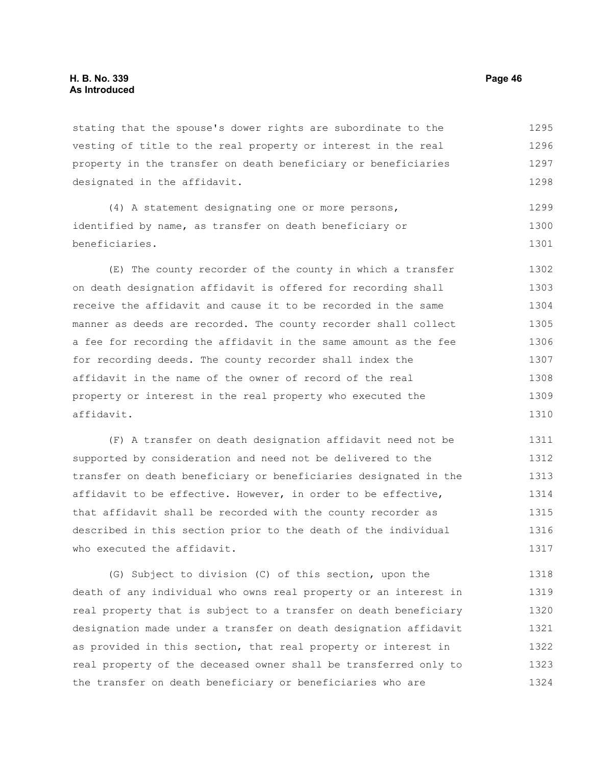stating that the spouse's dower rights are subordinate to the vesting of title to the real property or interest in the real property in the transfer on death beneficiary or beneficiaries designated in the affidavit.

(4) A statement designating one or more persons, identified by name, as transfer on death beneficiary or beneficiaries.

(E) The county recorder of the county in which a transfer on death designation affidavit is offered for recording shall receive the affidavit and cause it to be recorded in the same manner as deeds are recorded. The county recorder shall collect a fee for recording the affidavit in the same amount as the fee for recording deeds. The county recorder shall index the affidavit in the name of the owner of record of the real property or interest in the real property who executed the affidavit.

(F) A transfer on death designation affidavit need not be supported by consideration and need not be delivered to the transfer on death beneficiary or beneficiaries designated in the affidavit to be effective. However, in order to be effective, that affidavit shall be recorded with the county recorder as described in this section prior to the death of the individual who executed the affidavit.

(G) Subject to division (C) of this section, upon the death of any individual who owns real property or an interest in real property that is subject to a transfer on death beneficiary designation made under a transfer on death designation affidavit as provided in this section, that real property or interest in real property of the deceased owner shall be transferred only to the transfer on death beneficiary or beneficiaries who are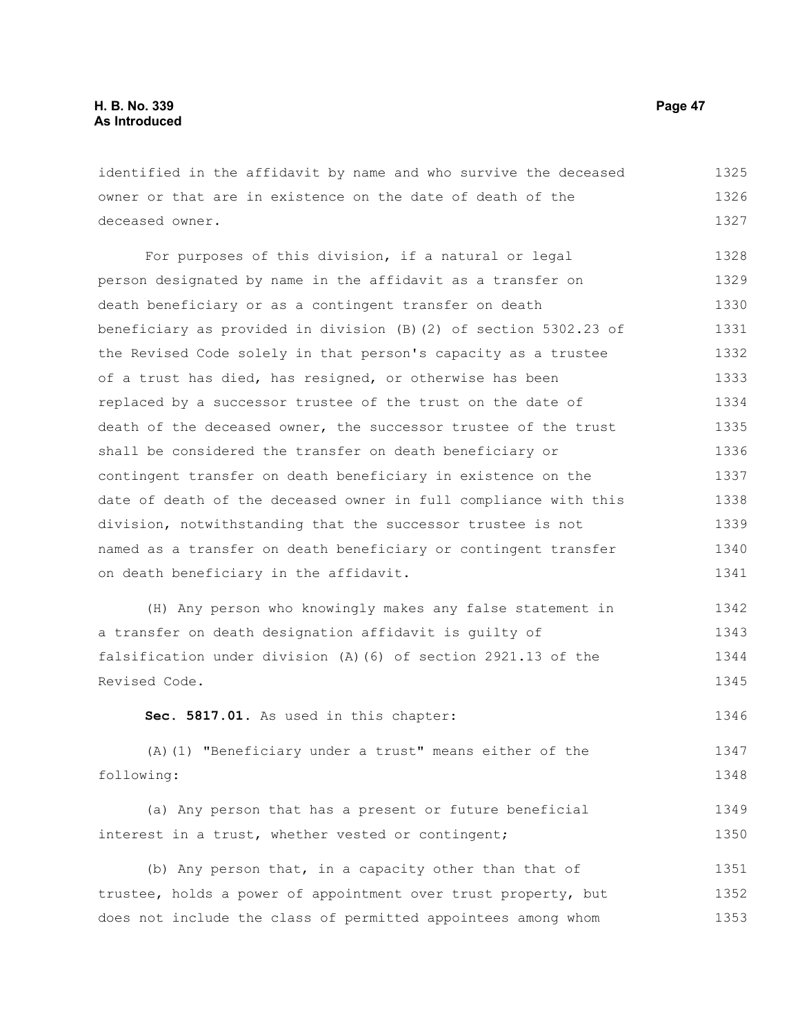identified in the affidavit by name and who survive the deceased owner or that are in existence on the date of death of the deceased owner.

For purposes of this division, if a natural or legal person designated by name in the affidavit as a transfer on death beneficiary or as a contingent transfer on death beneficiary as provided in division (B)(2) of section 5302.23 of the Revised Code solely in that person's capacity as a trustee of a trust has died, has resigned, or otherwise has been replaced by a successor trustee of the trust on the date of death of the deceased owner, the successor trustee of the trust shall be considered the transfer on death beneficiary or contingent transfer on death beneficiary in existence on the date of death of the deceased owner in full compliance with this division, notwithstanding that the successor trustee is not named as a transfer on death beneficiary or contingent transfer on death beneficiary in the affidavit.

(H) Any person who knowingly makes any false statement in a transfer on death designation affidavit is guilty of falsification under division (A)(6) of section 2921.13 of the Revised Code.

**Sec. 5817.01.** As used in this chapter:

(A)(1) "Beneficiary under a trust" means either of the following:

(a) Any person that has a present or future beneficial interest in a trust, whether vested or contingent;

(b) Any person that, in a capacity other than that of trustee, holds a power of appointment over trust property, but does not include the class of permitted appointees among whom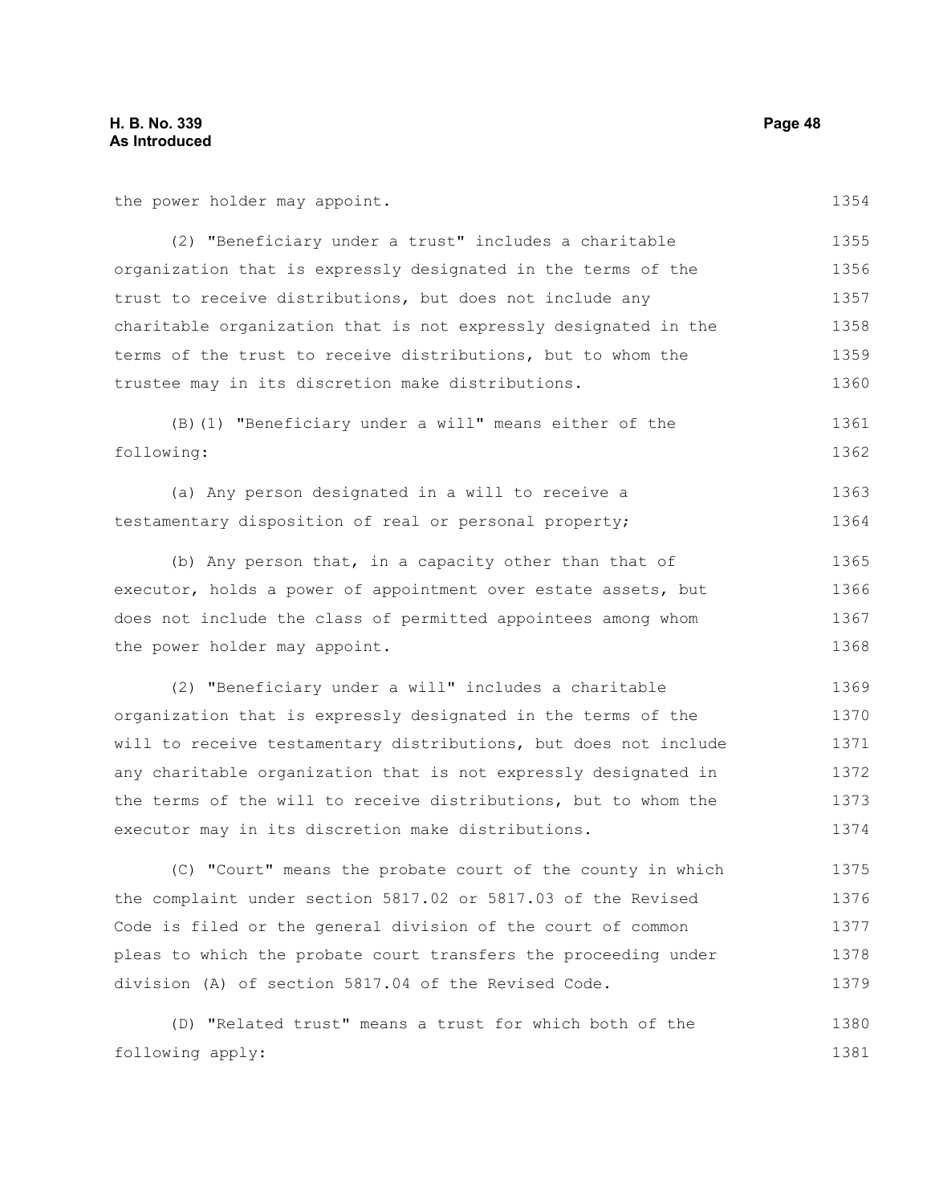the power holder may appoint.

(2) "Beneficiary under a trust" includes a charitable organization that is expressly designated in the terms of the trust to receive distributions, but does not include any charitable organization that is not expressly designated in the terms of the trust to receive distributions, but to whom the trustee may in its discretion make distributions.

(B)(1) "Beneficiary under a will" means either of the following:

(a) Any person designated in a will to receive a testamentary disposition of real or personal property;

(b) Any person that, in a capacity other than that of executor, holds a power of appointment over estate assets, but does not include the class of permitted appointees among whom the power holder may appoint.

(2) "Beneficiary under a will" includes a charitable organization that is expressly designated in the terms of the will to receive testamentary distributions, but does not include any charitable organization that is not expressly designated in the terms of the will to receive distributions, but to whom the executor may in its discretion make distributions.

(C) "Court" means the probate court of the county in which the complaint under section 5817.02 or 5817.03 of the Revised Code is filed or the general division of the court of common pleas to which the probate court transfers the proceeding under division (A) of section 5817.04 of the Revised Code.

(D) "Related trust" means a trust for which both of the following apply: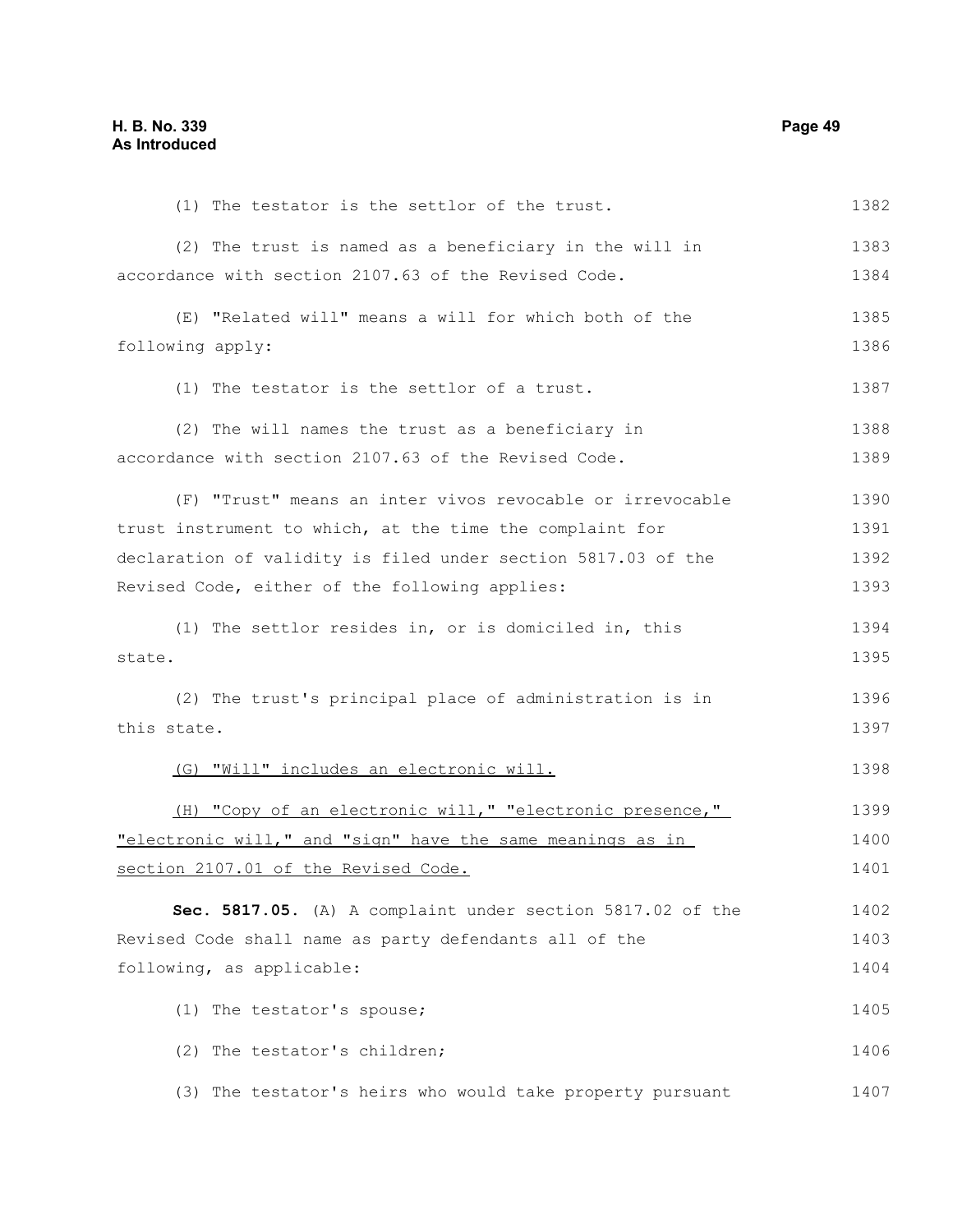(1) The testator is the settlor of the trust.

(2) The trust is named as a beneficiary in the will in accordance with section 2107.63 of the Revised Code.

(E) "Related will" means a will for which both of the following apply:

(1) The testator is the settlor of a trust.

(2) The will names the trust as a beneficiary in accordance with section 2107.63 of the Revised Code.

(F) "Trust" means an inter vivos revocable or irrevocable trust instrument to which, at the time the complaint for declaration of validity is filed under section 5817.03 of the Revised Code, either of the following applies:

(1) The settlor resides in, or is domiciled in, this state.

(2) The trust's principal place of administration is in this state.

<u>(G) "Will" includes an electronic will.</u>

<u>(H) "Copy of an electronic will," "electronic presence," "electronic will," and "sign" have the same meanings as in section 2107.01 of the Revised Code.</u>

**Sec. 5817.05.** (A) A complaint under section 5817.02 of the Revised Code shall name as party defendants all of the following, as applicable:

(1) The testator's spouse;

(2) The testator's children;

(3) The testator's heirs who would take property pursuant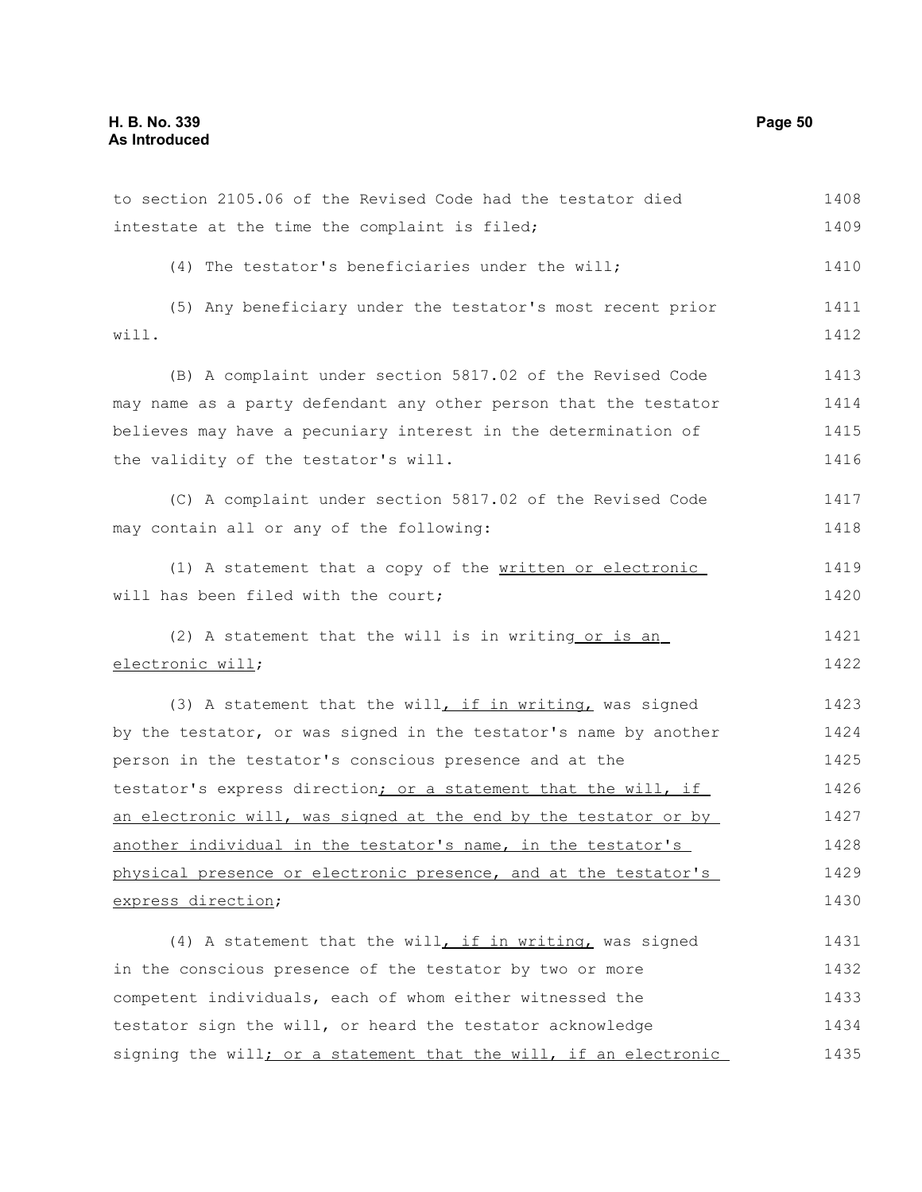to section 2105.06 of the Revised Code had the testator died intestate at the time the complaint is filed;

(4) The testator's beneficiaries under the will;

(5) Any beneficiary under the testator's most recent prior will.

(B) A complaint under section 5817.02 of the Revised Code may name as a party defendant any other person that the testator believes may have a pecuniary interest in the determination of the validity of the testator's will.

(C) A complaint under section 5817.02 of the Revised Code may contain all or any of the following:

(1) A statement that a copy of the written or electronic will has been filed with the court;

(2) A statement that the will is in writing or is an electronic will;

(3) A statement that the will, if in writing, was signed by the testator, or was signed in the testator's name by another person in the testator's conscious presence and at the testator's express direction; or a statement that the will, if an electronic will, was signed at the end by the testator or by another individual in the testator's name, in the testator's physical presence or electronic presence, and at the testator's express direction;

(4) A statement that the will, if in writing, was signed in the conscious presence of the testator by two or more competent individuals, each of whom either witnessed the testator sign the will, or heard the testator acknowledge signing the will; or a statement that the will, if an electronic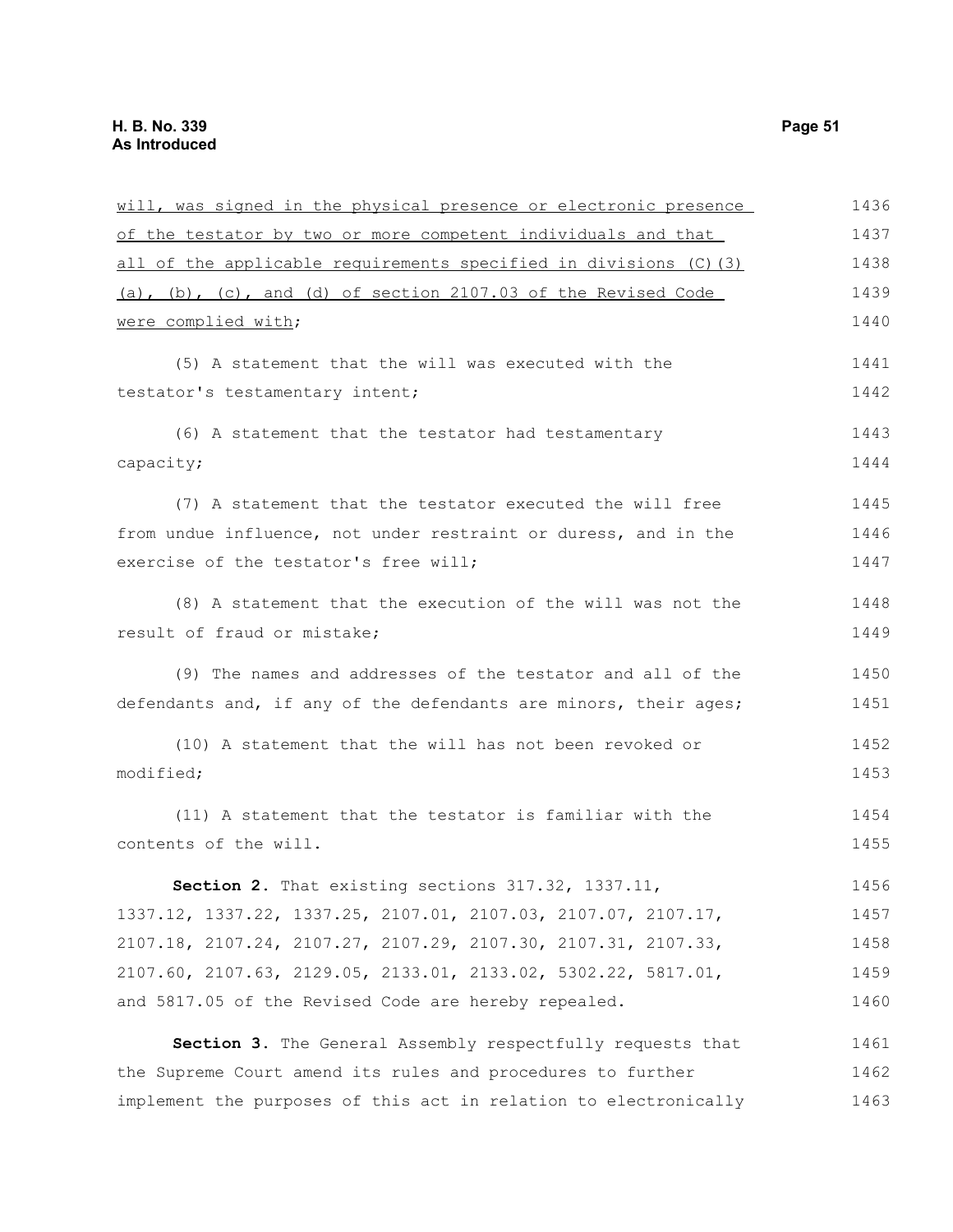will, was signed in the physical presence or electronic presence of the testator by two or more competent individuals and that all of the applicable requirements specified in divisions (C)(3)(a), (b), (c), and (d) of section 2107.03 of the Revised Code were complied with;

(5) A statement that the will was executed with the testator's testamentary intent;

(6) A statement that the testator had testamentary capacity;

(7) A statement that the testator executed the will free from undue influence, not under restraint or duress, and in the exercise of the testator's free will;

(8) A statement that the execution of the will was not the result of fraud or mistake;

(9) The names and addresses of the testator and all of the defendants and, if any of the defendants are minors, their ages;

(10) A statement that the will has not been revoked or modified;

(11) A statement that the testator is familiar with the contents of the will.

**Section 2.** That existing sections 317.32, 1337.11, 1337.12, 1337.22, 1337.25, 2107.01, 2107.03, 2107.07, 2107.17, 2107.18, 2107.24, 2107.27, 2107.29, 2107.30, 2107.31, 2107.33, 2107.60, 2107.63, 2129.05, 2133.01, 2133.02, 5302.22, 5817.01, and 5817.05 of the Revised Code are hereby repealed.

**Section 3.** The General Assembly respectfully requests that the Supreme Court amend its rules and procedures to further implement the purposes of this act in relation to electronically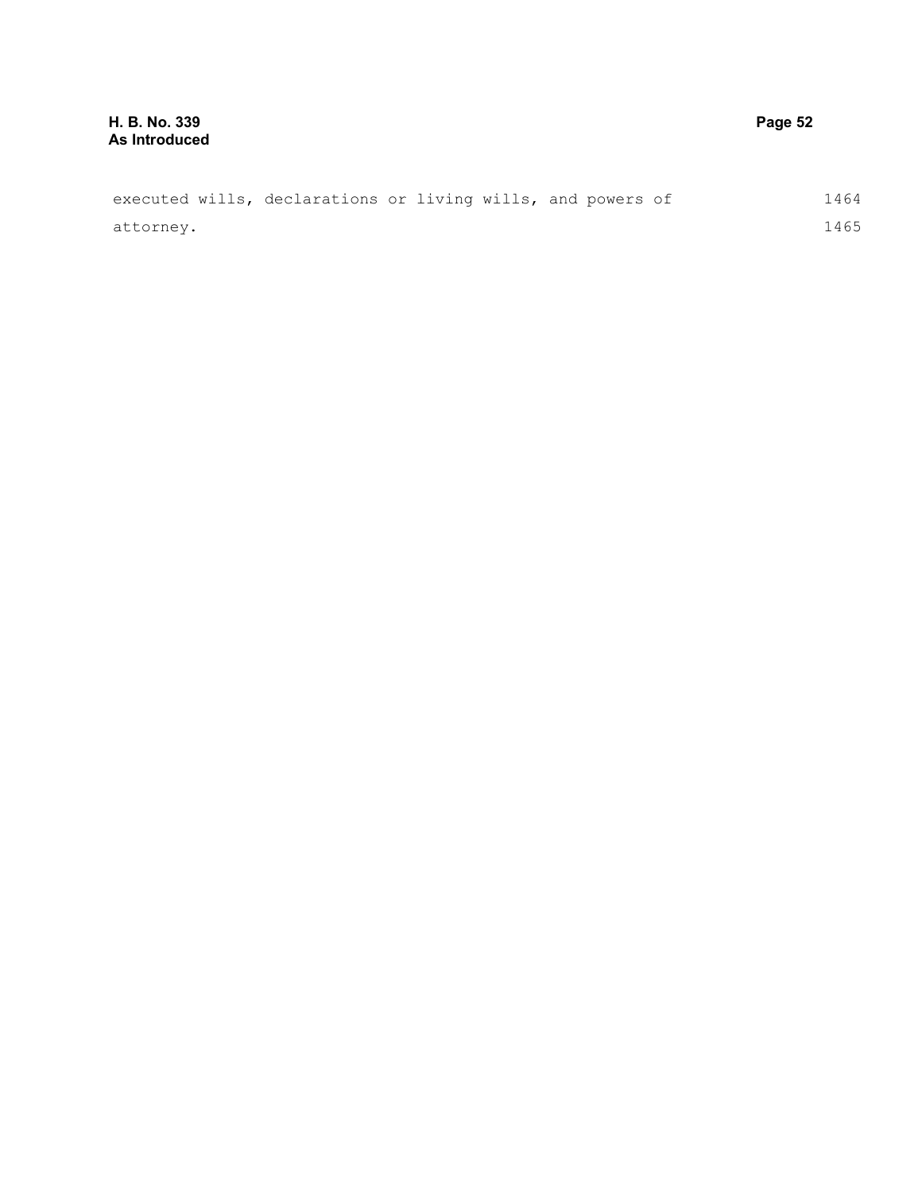executed wills, declarations or living wills, and powers of attorney.